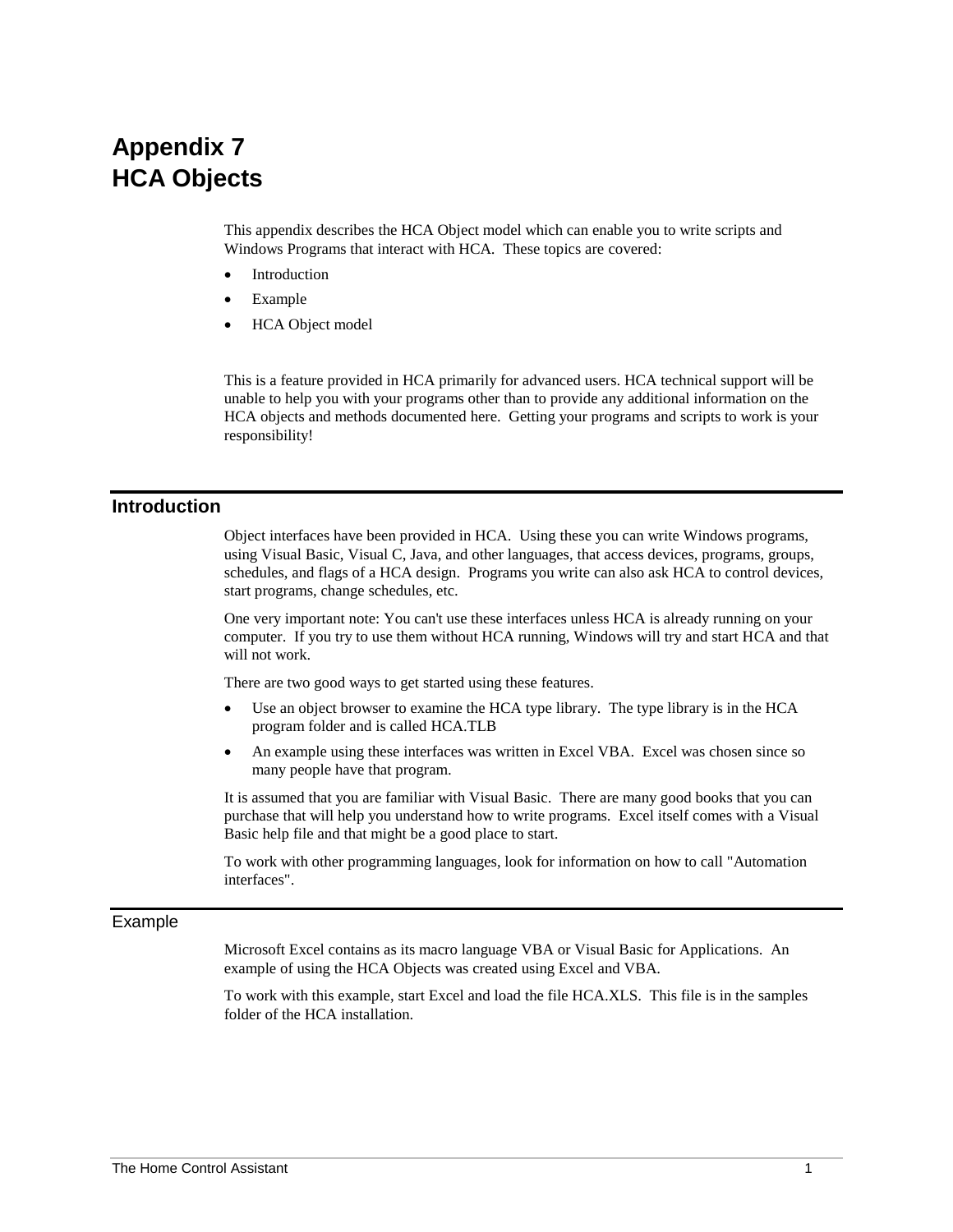# Appendix 7
# HCA Objects

This appendix describes the HCA Object model which can enable you to write scripts and Windows Programs that interact with HCA. These topics are covered:

- Introduction
- Example
- HCA Object model

This is a feature provided in HCA primarily for advanced users. HCA technical support will be unable to help you with your programs other than to provide any additional information on the HCA objects and methods documented here. Getting your programs and scripts to work is your responsibility!

## Introduction

Object interfaces have been provided in HCA. Using these you can write Windows programs, using Visual Basic, Visual C, Java, and other languages, that access devices, programs, groups, schedules, and flags of a HCA design. Programs you write can also ask HCA to control devices, start programs, change schedules, etc.

One very important note: You can't use these interfaces unless HCA is already running on your computer. If you try to use them without HCA running, Windows will try and start HCA and that will not work.

There are two good ways to get started using these features.

- Use an object browser to examine the HCA type library. The type library is in the HCA program folder and is called HCA.TLB
- An example using these interfaces was written in Excel VBA. Excel was chosen since so many people have that program.

It is assumed that you are familiar with Visual Basic. There are many good books that you can purchase that will help you understand how to write programs. Excel itself comes with a Visual Basic help file and that might be a good place to start.

To work with other programming languages, look for information on how to call "Automation interfaces".

### Example

Microsoft Excel contains as its macro language VBA or Visual Basic for Applications. An example of using the HCA Objects was created using Excel and VBA.

To work with this example, start Excel and load the file HCA.XLS. This file is in the samples folder of the HCA installation.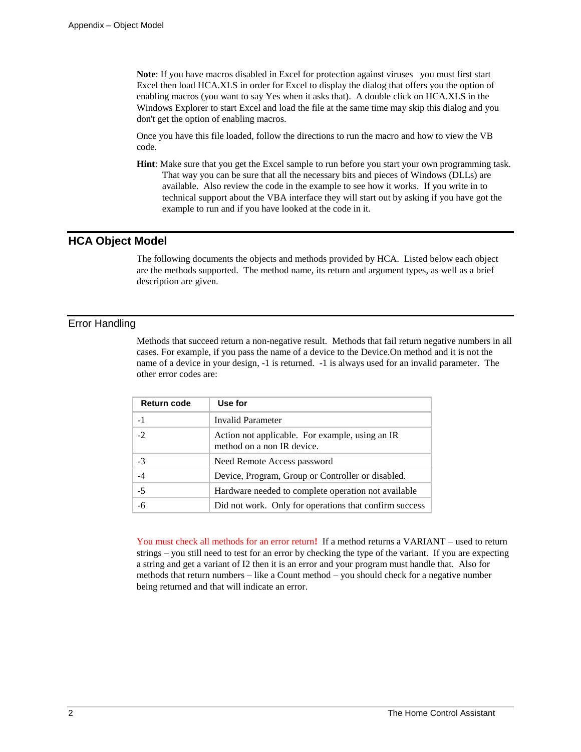**Note**: If you have macros disabled in Excel for protection against viruses   you must first start Excel then load HCA.XLS in order for Excel to display the dialog that offers you the option of enabling macros (you want to say Yes when it asks that).  A double click on HCA.XLS in the Windows Explorer to start Excel and load the file at the same time may skip this dialog and you don't get the option of enabling macros.

Once you have this file loaded, follow the directions to run the macro and how to view the VB code.

**Hint**: Make sure that you get the Excel sample to run before you start your own programming task. That way you can be sure that all the necessary bits and pieces of Windows (DLLs) are available.  Also review the code in the example to see how it works.  If you write in to technical support about the VBA interface they will start out by asking if you have got the example to run and if you have looked at the code in it.

## HCA Object Model

The following documents the objects and methods provided by HCA.  Listed below each object are the methods supported.  The method name, its return and argument types, as well as a brief description are given.

## Error Handling

Methods that succeed return a non-negative result.  Methods that fail return negative numbers in all cases. For example, if you pass the name of a device to the Device.On method and it is not the name of a device in your design, -1 is returned.  -1 is always used for an invalid parameter.  The other error codes are:

| Return code | Use for |
|---|---|
| -1 | Invalid Parameter |
| -2 | Action not applicable.  For example, using an IR method on a non IR device. |
| -3 | Need Remote Access password |
| -4 | Device, Program, Group or Controller or disabled. |
| -5 | Hardware needed to complete operation not available |
| -6 | Did not work.  Only for operations that confirm success |

You must check all methods for an error return**!**  If a method returns a VARIANT – used to return strings – you still need to test for an error by checking the type of the variant.  If you are expecting a string and get a variant of I2 then it is an error and your program must handle that.  Also for methods that return numbers – like a Count method – you should check for a negative number being returned and that will indicate an error.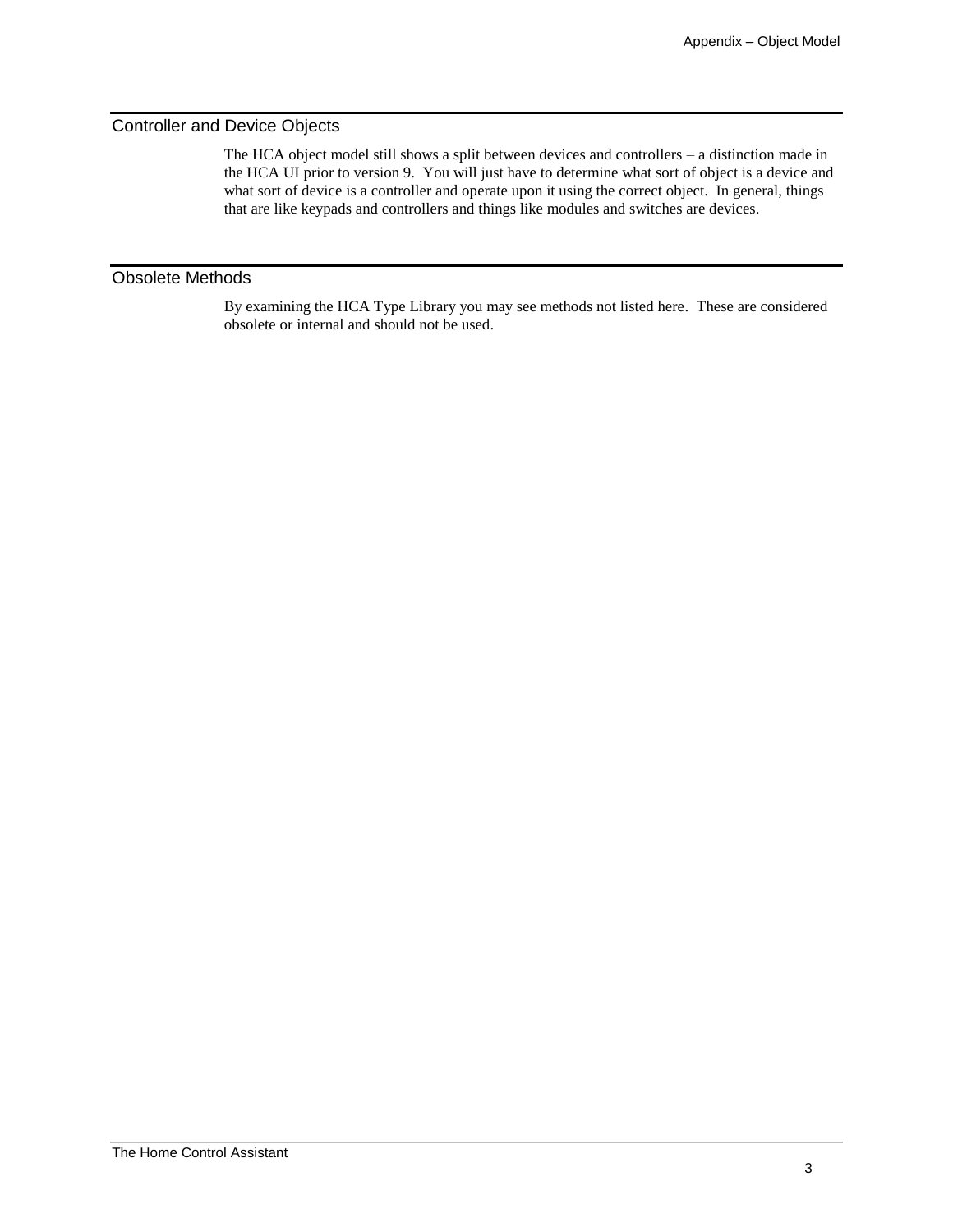## Controller and Device Objects

The HCA object model still shows a split between devices and controllers – a distinction made in the HCA UI prior to version 9. You will just have to determine what sort of object is a device and what sort of device is a controller and operate upon it using the correct object. In general, things that are like keypads and controllers and things like modules and switches are devices.

## Obsolete Methods

By examining the HCA Type Library you may see methods not listed here. These are considered obsolete or internal and should not be used.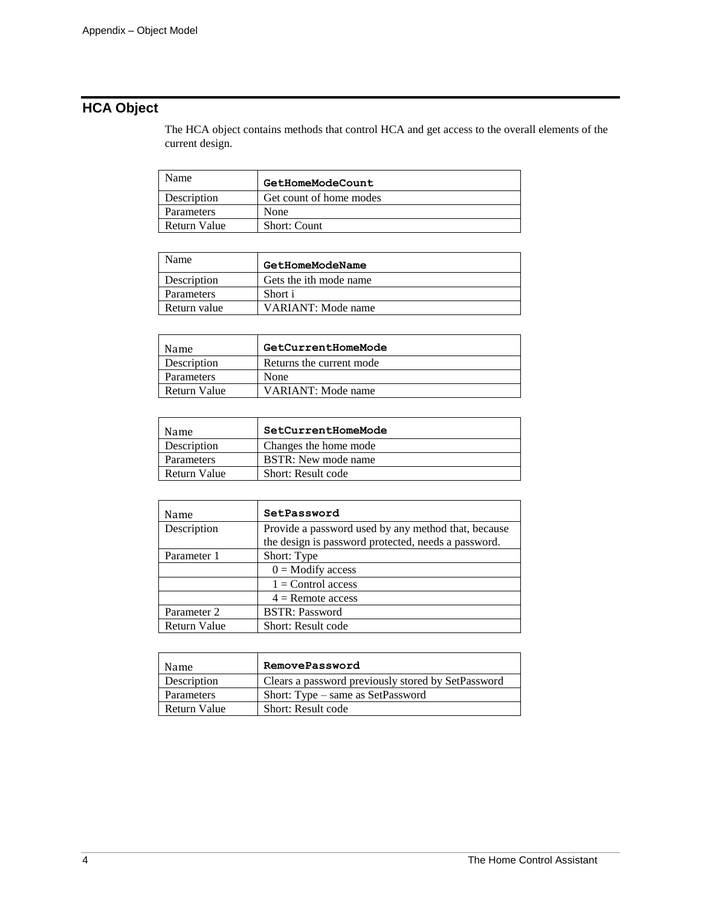## HCA Object

The HCA object contains methods that control HCA and get access to the overall elements of the current design.

| Name | **GetHomeModeCount** |
|---|---|
| Description | Get count of home modes |
| Parameters | None |
| Return Value | Short: Count |

| Name | **GetHomeModeName** |
|---|---|
| Description | Gets the ith mode name |
| Parameters | Short i |
| Return value | VARIANT: Mode name |

| Name | **GetCurrentHomeMode** |
|---|---|
| Description | Returns the current mode |
| Parameters | None |
| Return Value | VARIANT: Mode name |

| Name | **SetCurrentHomeMode** |
|---|---|
| Description | Changes the home mode |
| Parameters | BSTR: New mode name |
| Return Value | Short: Result code |

| Name | **SetPassword** |
|---|---|
| Description | Provide a password used by any method that, because the design is password protected, needs a password. |
| Parameter 1 | Short: Type |
| | 0 = Modify access |
| | 1 = Control access |
| | 4 = Remote access |
| Parameter 2 | BSTR: Password |
| Return Value | Short: Result code |

| Name | **RemovePassword** |
|---|---|
| Description | Clears a password previously stored by SetPassword |
| Parameters | Short: Type – same as SetPassword |
| Return Value | Short: Result code |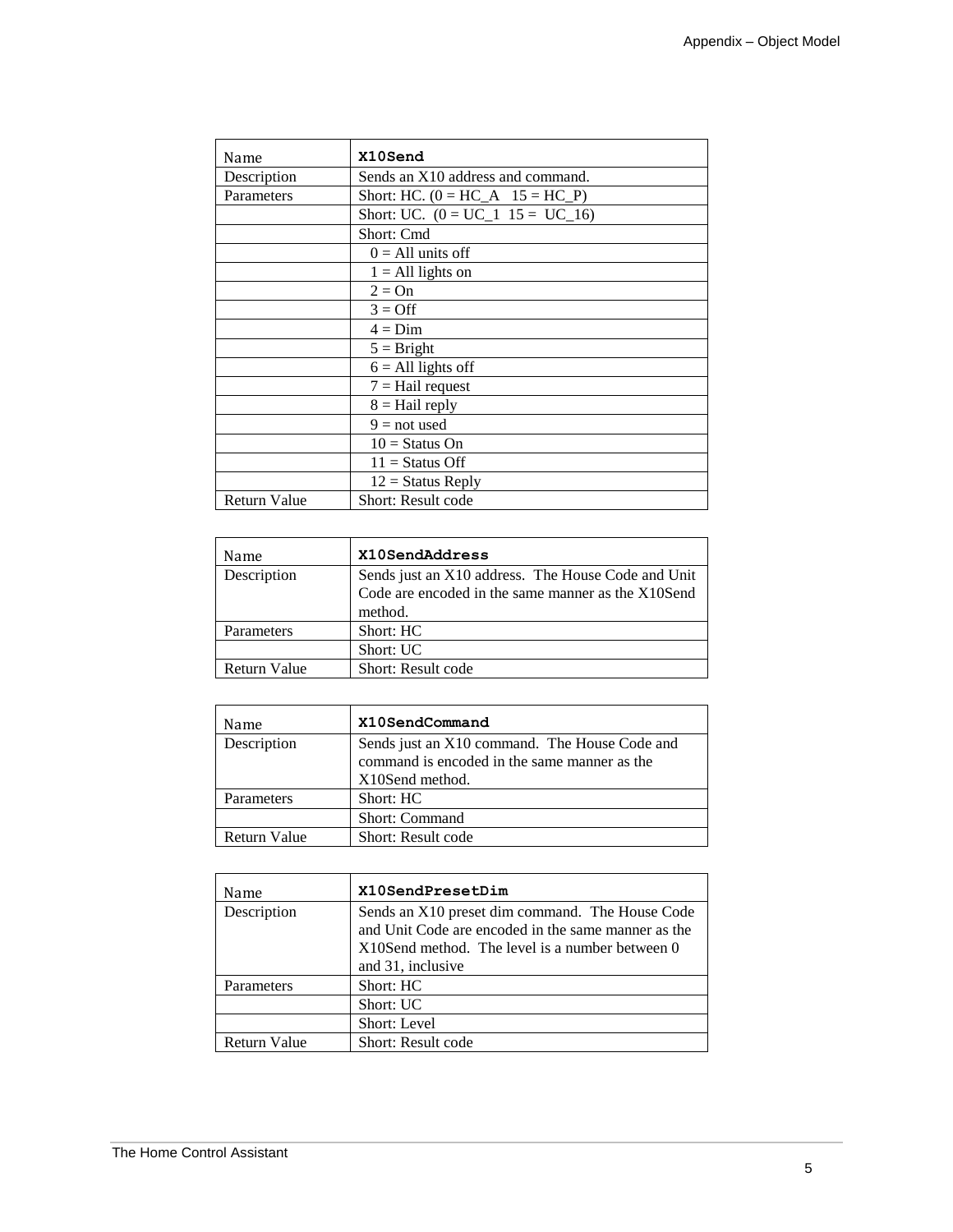| Name | **X10Send** |
|---|---|
| Description | Sends an X10 address and command. |
| Parameters | Short: HC. (0 = HC_A 15 = HC_P) |
| | Short: UC. (0 = UC_1 15 = UC_16) |
| | Short: Cmd |
| | 0 = All units off |
| | 1 = All lights on |
| | 2 = On |
| | 3 = Off |
| | 4 = Dim |
| | 5 = Bright |
| | 6 = All lights off |
| | 7 = Hail request |
| | 8 = Hail reply |
| | 9 = not used |
| | 10 = Status On |
| | 11 = Status Off |
| | 12 = Status Reply |
| Return Value | Short: Result code |

| Name | **X10SendAddress** |
|---|---|
| Description | Sends just an X10 address. The House Code and Unit Code are encoded in the same manner as the X10Send method. |
| Parameters | Short: HC |
| | Short: UC |
| Return Value | Short: Result code |

| Name | **X10SendCommand** |
|---|---|
| Description | Sends just an X10 command. The House Code and command is encoded in the same manner as the X10Send method. |
| Parameters | Short: HC |
| | Short: Command |
| Return Value | Short: Result code |

| Name | **X10SendPresetDim** |
|---|---|
| Description | Sends an X10 preset dim command. The House Code and Unit Code are encoded in the same manner as the X10Send method. The level is a number between 0 and 31, inclusive |
| Parameters | Short: HC |
| | Short: UC |
| | Short: Level |
| Return Value | Short: Result code |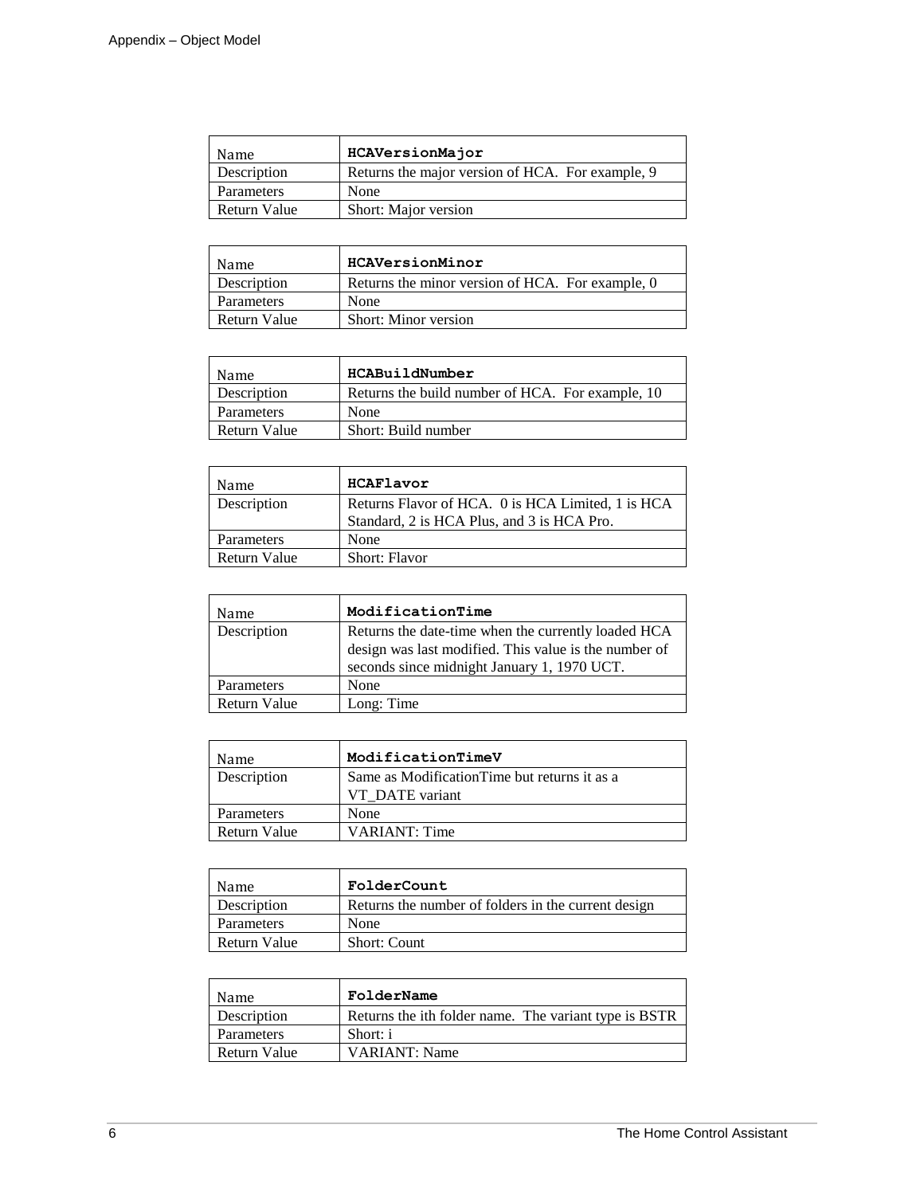| Name | **HCAVersionMajor** |
| --- | --- |
| Description | Returns the major version of HCA. For example, 9 |
| Parameters | None |
| Return Value | Short: Major version |

| Name | **HCAVersionMinor** |
| --- | --- |
| Description | Returns the minor version of HCA. For example, 0 |
| Parameters | None |
| Return Value | Short: Minor version |

| Name | **HCABuildNumber** |
| --- | --- |
| Description | Returns the build number of HCA. For example, 10 |
| Parameters | None |
| Return Value | Short: Build number |

| Name | **HCAFlavor** |
| --- | --- |
| Description | Returns Flavor of HCA. 0 is HCA Limited, 1 is HCA Standard, 2 is HCA Plus, and 3 is HCA Pro. |
| Parameters | None |
| Return Value | Short: Flavor |

| Name | **ModificationTime** |
| --- | --- |
| Description | Returns the date-time when the currently loaded HCA design was last modified. This value is the number of seconds since midnight January 1, 1970 UCT. |
| Parameters | None |
| Return Value | Long: Time |

| Name | **ModificationTimeV** |
| --- | --- |
| Description | Same as ModificationTime but returns it as a VT_DATE variant |
| Parameters | None |
| Return Value | VARIANT: Time |

| Name | **FolderCount** |
| --- | --- |
| Description | Returns the number of folders in the current design |
| Parameters | None |
| Return Value | Short: Count |

| Name | **FolderName** |
| --- | --- |
| Description | Returns the ith folder name. The variant type is BSTR |
| Parameters | Short: i |
| Return Value | VARIANT: Name |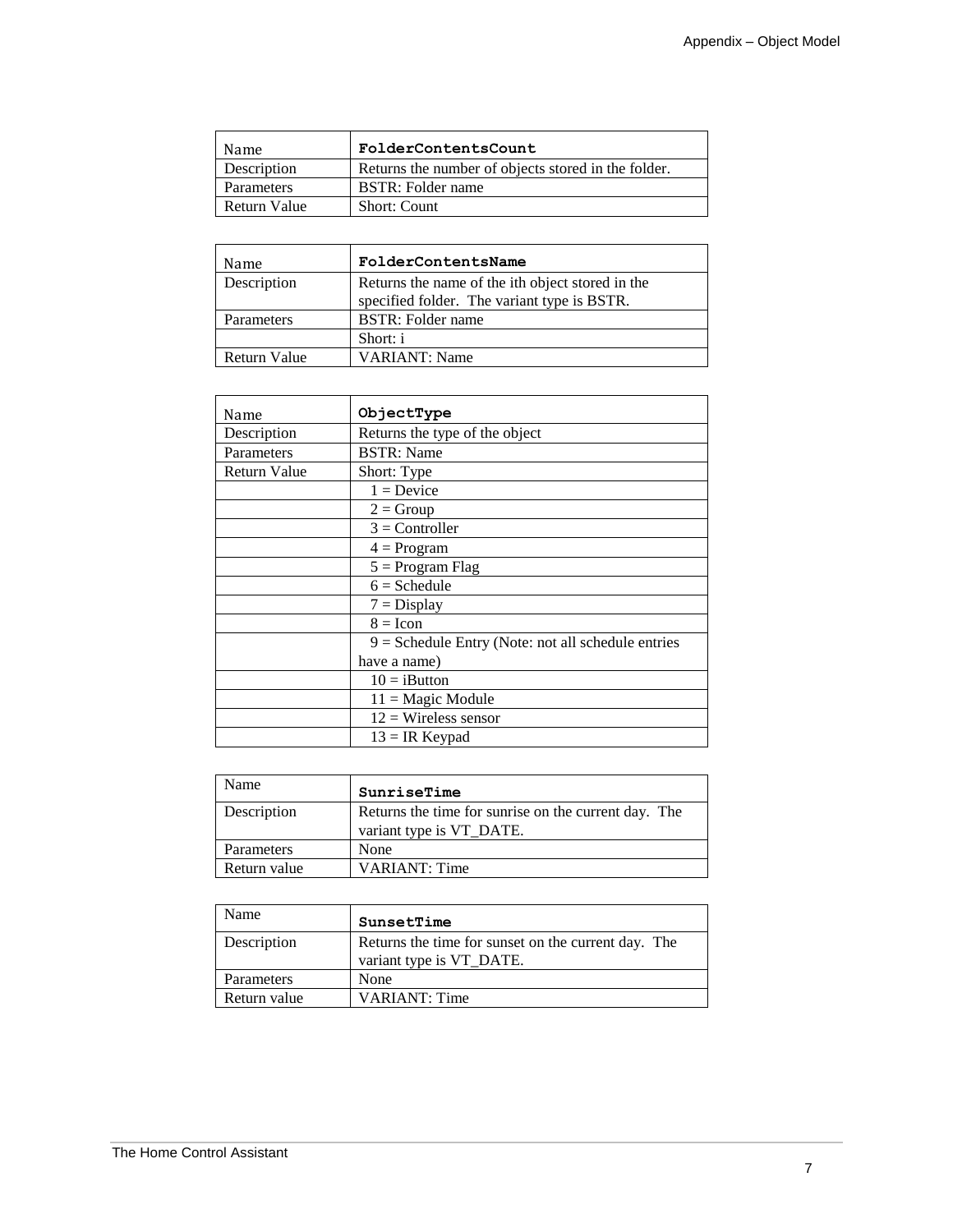| Name | **FolderContentsCount** |
| --- | --- |
| Description | Returns the number of objects stored in the folder. |
| Parameters | BSTR: Folder name |
| Return Value | Short: Count |

| Name | **FolderContentsName** |
| --- | --- |
| Description | Returns the name of the ith object stored in the specified folder. The variant type is BSTR. |
| Parameters | BSTR: Folder name |
| | Short: i |
| Return Value | VARIANT: Name |

| Name | **ObjectType** |
| --- | --- |
| Description | Returns the type of the object |
| Parameters | BSTR: Name |
| Return Value | Short: Type |
| | 1 = Device |
| | 2 = Group |
| | 3 = Controller |
| | 4 = Program |
| | 5 = Program Flag |
| | 6 = Schedule |
| | 7 = Display |
| | 8 = Icon |
| | 9 = Schedule Entry (Note: not all schedule entries have a name) |
| | 10 = iButton |
| | 11 = Magic Module |
| | 12 = Wireless sensor |
| | 13 = IR Keypad |

| Name | **SunriseTime** |
| --- | --- |
| Description | Returns the time for sunrise on the current day. The variant type is VT_DATE. |
| Parameters | None |
| Return value | VARIANT: Time |

| Name | **SunsetTime** |
| --- | --- |
| Description | Returns the time for sunset on the current day. The variant type is VT_DATE. |
| Parameters | None |
| Return value | VARIANT: Time |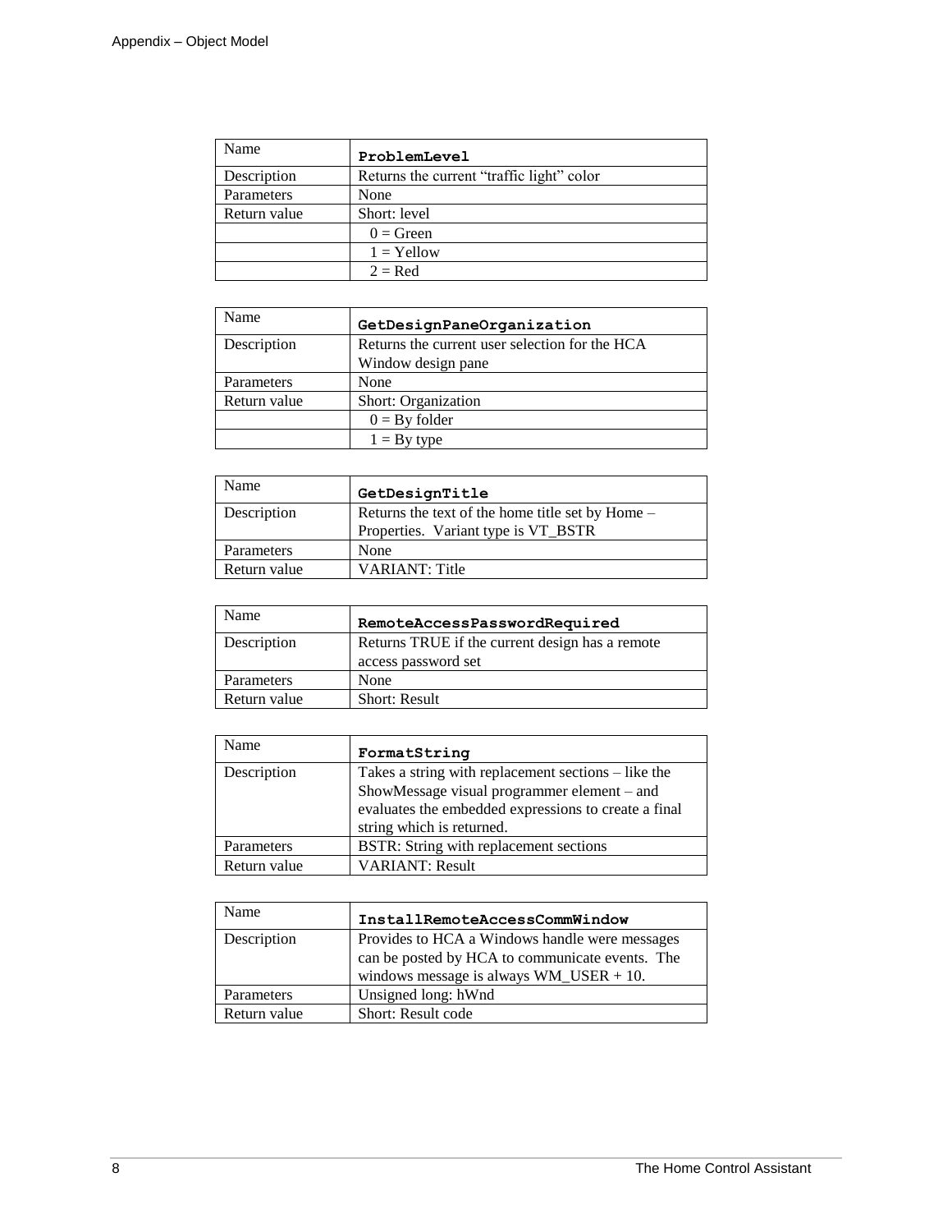| Name | **ProblemLevel** |
| --- | --- |
| Description | Returns the current “traffic light” color |
| Parameters | None |
| Return value | Short: level |
| | 0 = Green |
| | 1 = Yellow |
| | 2 = Red |

| Name | **GetDesignPaneOrganization** |
| --- | --- |
| Description | Returns the current user selection for the HCA Window design pane |
| Parameters | None |
| Return value | Short: Organization |
| | 0 = By folder |
| | 1 = By type |

| Name | **GetDesignTitle** |
| --- | --- |
| Description | Returns the text of the home title set by Home – Properties. Variant type is VT_BSTR |
| Parameters | None |
| Return value | VARIANT: Title |

| Name | **RemoteAccessPasswordRequired** |
| --- | --- |
| Description | Returns TRUE if the current design has a remote access password set |
| Parameters | None |
| Return value | Short: Result |

| Name | **FormatString** |
| --- | --- |
| Description | Takes a string with replacement sections – like the ShowMessage visual programmer element – and evaluates the embedded expressions to create a final string which is returned. |
| Parameters | BSTR: String with replacement sections |
| Return value | VARIANT: Result |

| Name | **InstallRemoteAccessCommWindow** |
| --- | --- |
| Description | Provides to HCA a Windows handle were messages can be posted by HCA to communicate events. The windows message is always WM_USER + 10. |
| Parameters | Unsigned long: hWnd |
| Return value | Short: Result code |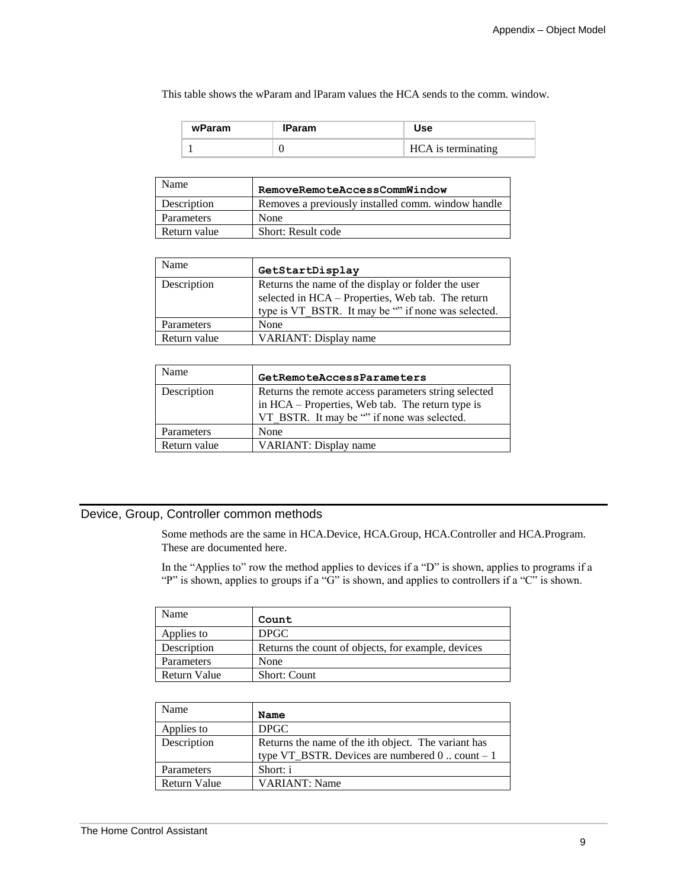This table shows the wParam and lParam values the HCA sends to the comm. window.

| wParam | lParam | Use |
| --- | --- | --- |
| 1 | 0 | HCA is terminating |

| Name | **RemoveRemoteAccessCommWindow** |
| --- | --- |
| Description | Removes a previously installed comm. window handle |
| Parameters | None |
| Return value | Short: Result code |

| Name | **GetStartDisplay** |
| --- | --- |
| Description | Returns the name of the display or folder the user selected in HCA – Properties, Web tab. The return type is VT_BSTR. It may be “” if none was selected. |
| Parameters | None |
| Return value | VARIANT: Display name |

| Name | **GetRemoteAccessParameters** |
| --- | --- |
| Description | Returns the remote access parameters string selected in HCA – Properties, Web tab. The return type is VT_BSTR. It may be “” if none was selected. |
| Parameters | None |
| Return value | VARIANT: Display name |

## Device, Group, Controller common methods

Some methods are the same in HCA.Device, HCA.Group, HCA.Controller and HCA.Program. These are documented here.

In the “Applies to” row the method applies to devices if a “D” is shown, applies to programs if a “P” is shown, applies to groups if a “G” is shown, and applies to controllers if a “C” is shown.

| Name | **Count** |
| --- | --- |
| Applies to | DPGC |
| Description | Returns the count of objects, for example, devices |
| Parameters | None |
| Return Value | Short: Count |

| Name | **Name** |
| --- | --- |
| Applies to | DPGC |
| Description | Returns the name of the ith object. The variant has type VT_BSTR. Devices are numbered 0 .. count – 1 |
| Parameters | Short: i |
| Return Value | VARIANT: Name |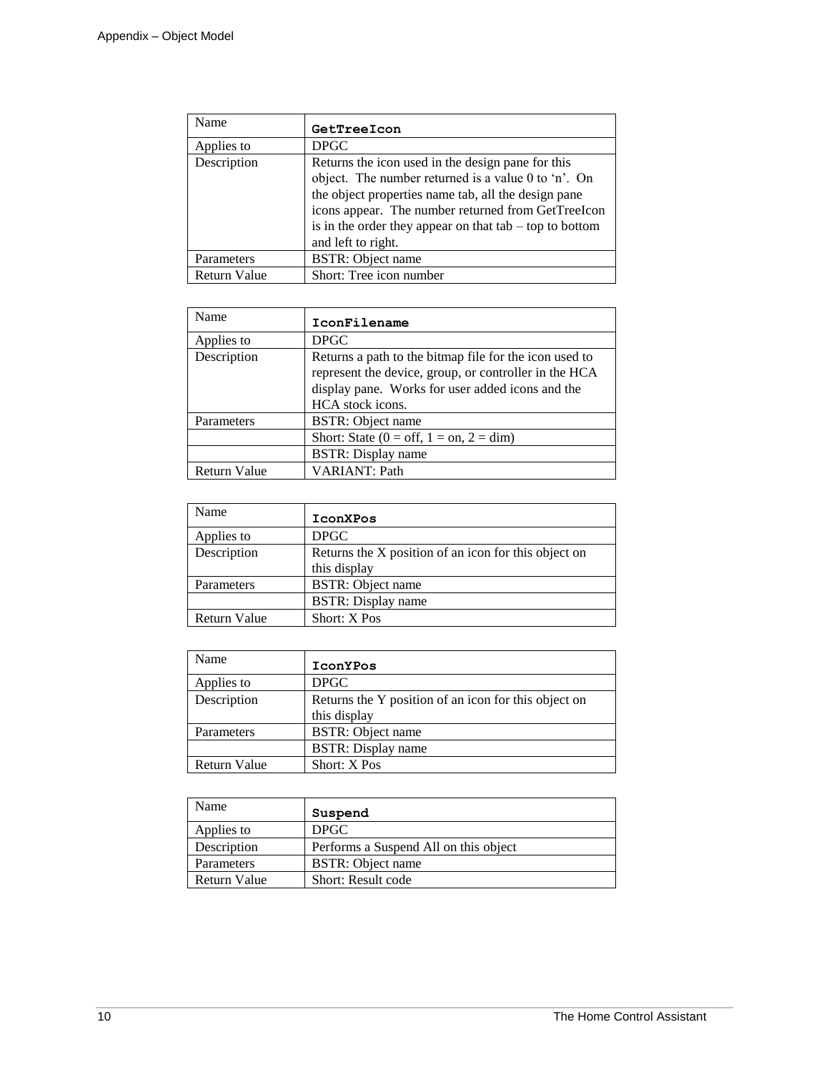| Name | **GetTreeIcon** |
|---|---|
| Applies to | DPGC |
| Description | Returns the icon used in the design pane for this object. The number returned is a value 0 to 'n'. On the object properties name tab, all the design pane icons appear. The number returned from GetTreeIcon is in the order they appear on that tab – top to bottom and left to right. |
| Parameters | BSTR: Object name |
| Return Value | Short: Tree icon number |

| Name | **IconFilename** |
|---|---|
| Applies to | DPGC |
| Description | Returns a path to the bitmap file for the icon used to represent the device, group, or controller in the HCA display pane. Works for user added icons and the HCA stock icons. |
| Parameters | BSTR: Object name |
| | Short: State (0 = off, 1 = on, 2 = dim) |
| | BSTR: Display name |
| Return Value | VARIANT: Path |

| Name | **IconXPos** |
|---|---|
| Applies to | DPGC |
| Description | Returns the X position of an icon for this object on this display |
| Parameters | BSTR: Object name |
| | BSTR: Display name |
| Return Value | Short: X Pos |

| Name | **IconYPos** |
|---|---|
| Applies to | DPGC |
| Description | Returns the Y position of an icon for this object on this display |
| Parameters | BSTR: Object name |
| | BSTR: Display name |
| Return Value | Short: X Pos |

| Name | **Suspend** |
|---|---|
| Applies to | DPGC |
| Description | Performs a Suspend All on this object |
| Parameters | BSTR: Object name |
| Return Value | Short: Result code |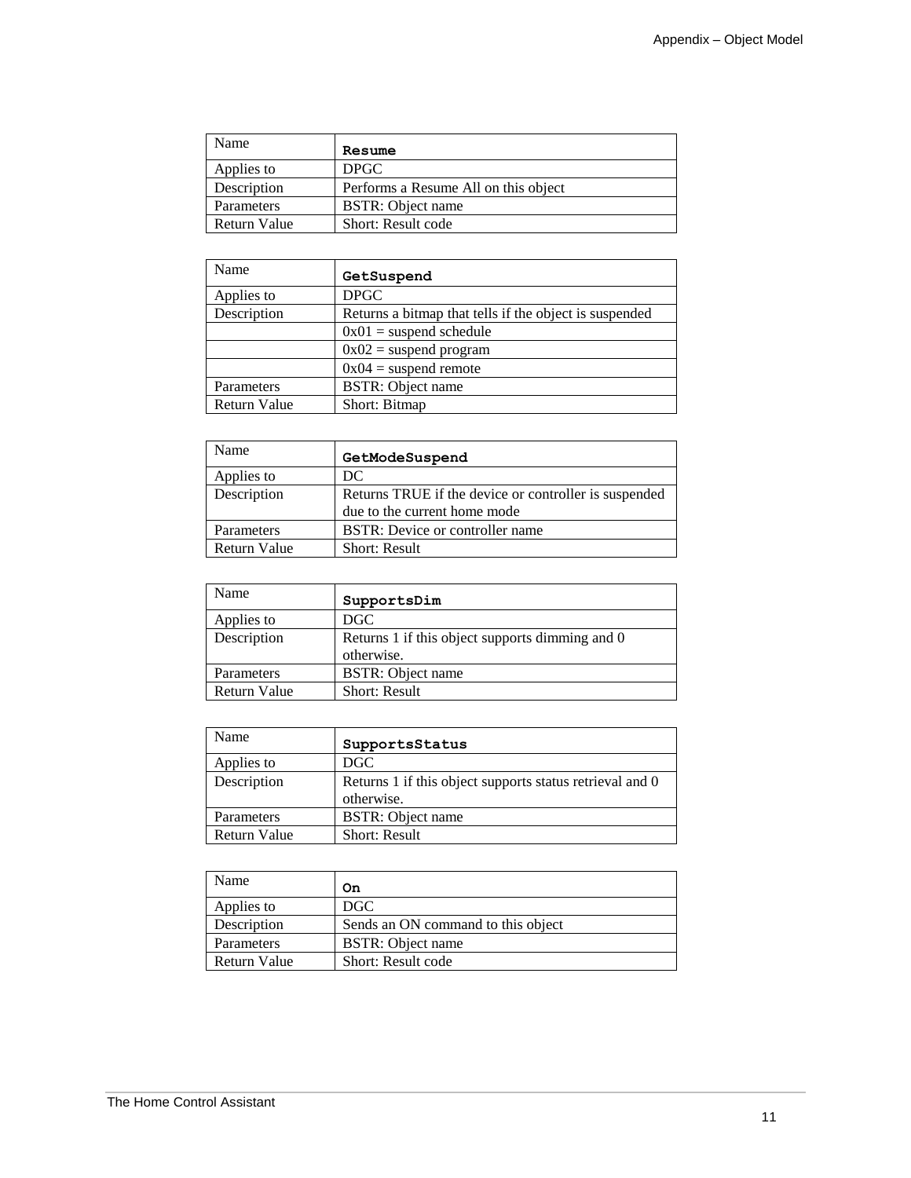| Name | **`Resume`** |
|---|---|
| Applies to | DPGC |
| Description | Performs a Resume All on this object |
| Parameters | BSTR: Object name |
| Return Value | Short: Result code |

| Name | **`GetSuspend`** |
|---|---|
| Applies to | DPGC |
| Description | Returns a bitmap that tells if the object is suspended |
| | 0x01 = suspend schedule |
| | 0x02 = suspend program |
| | 0x04 = suspend remote |
| Parameters | BSTR: Object name |
| Return Value | Short: Bitmap |

| Name | **`GetModeSuspend`** |
|---|---|
| Applies to | DC |
| Description | Returns TRUE if the device or controller is suspended due to the current home mode |
| Parameters | BSTR: Device or controller name |
| Return Value | Short: Result |

| Name | **`SupportsDim`** |
|---|---|
| Applies to | DGC |
| Description | Returns 1 if this object supports dimming and 0 otherwise. |
| Parameters | BSTR: Object name |
| Return Value | Short: Result |

| Name | **`SupportsStatus`** |
|---|---|
| Applies to | DGC |
| Description | Returns 1 if this object supports status retrieval and 0 otherwise. |
| Parameters | BSTR: Object name |
| Return Value | Short: Result |

| Name | **`On`** |
|---|---|
| Applies to | DGC |
| Description | Sends an ON command to this object |
| Parameters | BSTR: Object name |
| Return Value | Short: Result code |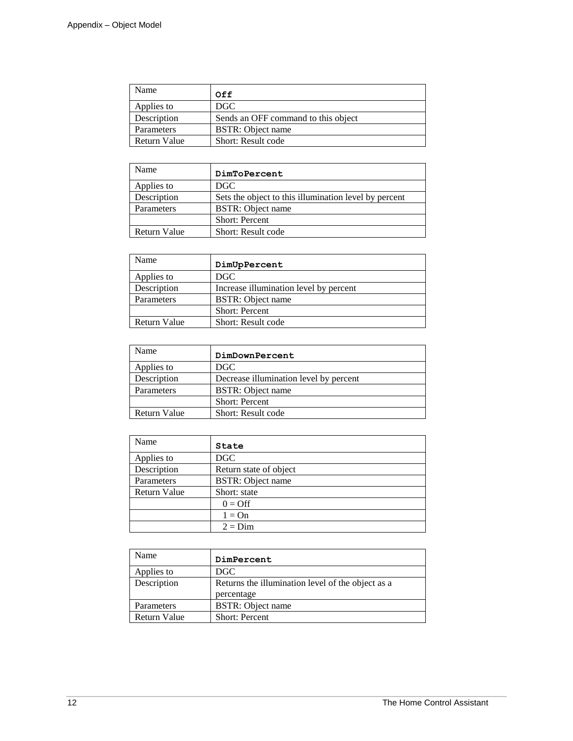| Name | `Off` |
|---|---|
| Applies to | DGC |
| Description | Sends an OFF command to this object |
| Parameters | BSTR: Object name |
| Return Value | Short: Result code |

| Name | `DimToPercent` |
|---|---|
| Applies to | DGC |
| Description | Sets the object to this illumination level by percent |
| Parameters | BSTR: Object name |
| | Short: Percent |
| Return Value | Short: Result code |

| Name | `DimUpPercent` |
|---|---|
| Applies to | DGC |
| Description | Increase illumination level by percent |
| Parameters | BSTR: Object name |
| | Short: Percent |
| Return Value | Short: Result code |

| Name | `DimDownPercent` |
|---|---|
| Applies to | DGC |
| Description | Decrease illumination level by percent |
| Parameters | BSTR: Object name |
| | Short: Percent |
| Return Value | Short: Result code |

| Name | `State` |
|---|---|
| Applies to | DGC |
| Description | Return state of object |
| Parameters | BSTR: Object name |
| Return Value | Short: state |
| | 0 = Off |
| | 1 = On |
| | 2 = Dim |

| Name | `DimPercent` |
|---|---|
| Applies to | DGC |
| Description | Returns the illumination level of the object as a percentage |
| Parameters | BSTR: Object name |
| Return Value | Short: Percent |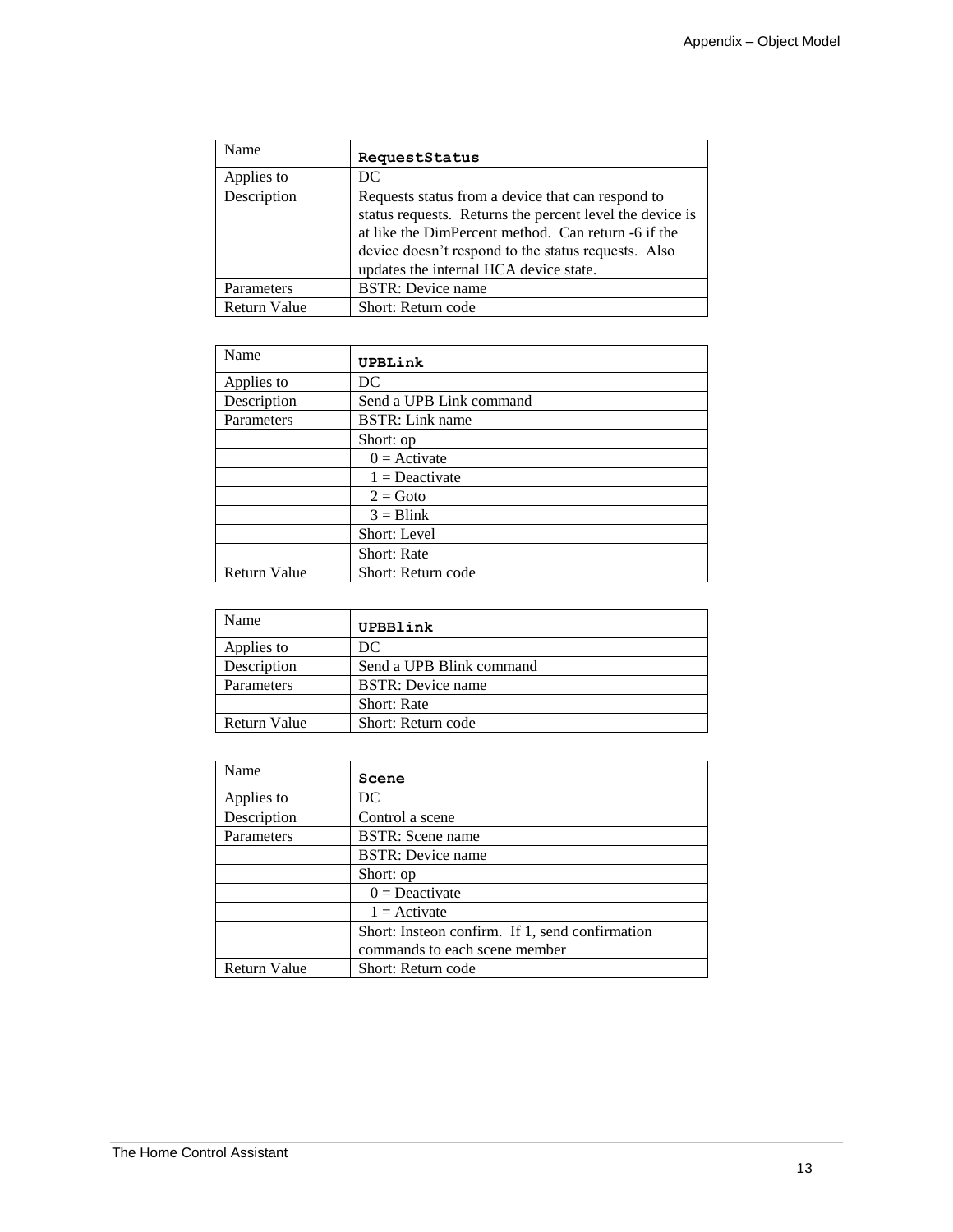| Name | **RequestStatus** |
|---|---|
| Applies to | DC |
| Description | Requests status from a device that can respond to status requests. Returns the percent level the device is at like the DimPercent method. Can return -6 if the device doesn't respond to the status requests. Also updates the internal HCA device state. |
| Parameters | BSTR: Device name |
| Return Value | Short: Return code |

| Name | **UPBLink** |
|---|---|
| Applies to | DC |
| Description | Send a UPB Link command |
| Parameters | BSTR: Link name |
| | Short: op |
| | 0 = Activate |
| | 1 = Deactivate |
| | 2 = Goto |
| | 3 = Blink |
| | Short: Level |
| | Short: Rate |
| Return Value | Short: Return code |

| Name | **UPBBlink** |
|---|---|
| Applies to | DC |
| Description | Send a UPB Blink command |
| Parameters | BSTR: Device name |
| | Short: Rate |
| Return Value | Short: Return code |

| Name | **Scene** |
|---|---|
| Applies to | DC |
| Description | Control a scene |
| Parameters | BSTR: Scene name |
| | BSTR: Device name |
| | Short: op |
| | 0 = Deactivate |
| | 1 = Activate |
| | Short: Insteon confirm. If 1, send confirmation commands to each scene member |
| Return Value | Short: Return code |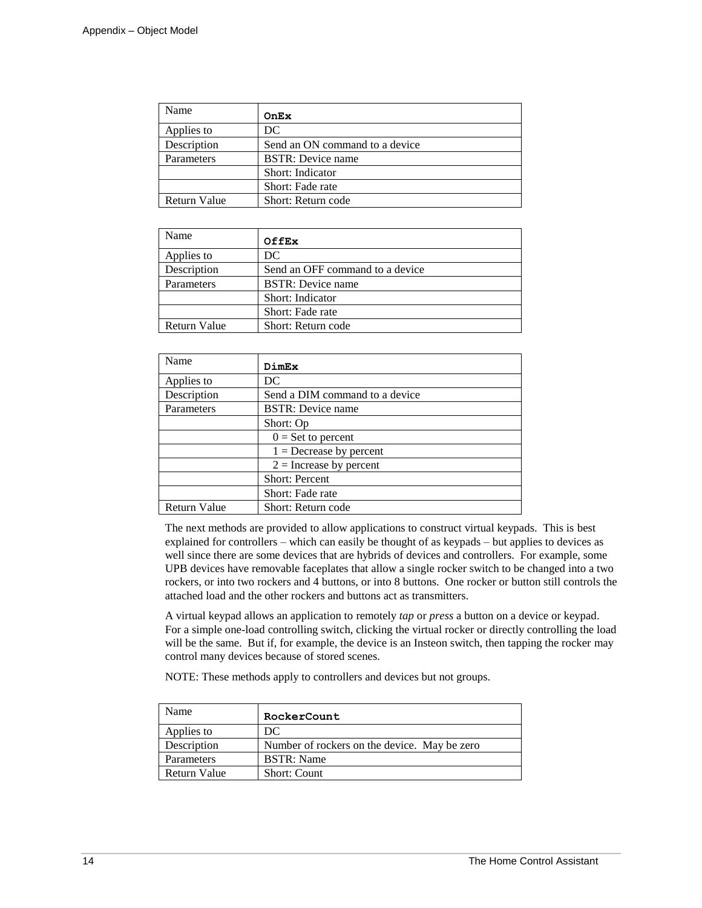| Name | **OnEx** |
|---|---|
| Applies to | DC |
| Description | Send an ON command to a device |
| Parameters | BSTR: Device name |
| | Short: Indicator |
| | Short: Fade rate |
| Return Value | Short: Return code |

| Name | **OffEx** |
|---|---|
| Applies to | DC |
| Description | Send an OFF command to a device |
| Parameters | BSTR: Device name |
| | Short: Indicator |
| | Short: Fade rate |
| Return Value | Short: Return code |

| Name | **DimEx** |
|---|---|
| Applies to | DC |
| Description | Send a DIM command to a device |
| Parameters | BSTR: Device name |
| | Short: Op |
| | 0 = Set to percent |
| | 1 = Decrease by percent |
| | 2 = Increase by percent |
| | Short: Percent |
| | Short: Fade rate |
| Return Value | Short: Return code |

The next methods are provided to allow applications to construct virtual keypads. This is best explained for controllers – which can easily be thought of as keypads – but applies to devices as well since there are some devices that are hybrids of devices and controllers. For example, some UPB devices have removable faceplates that allow a single rocker switch to be changed into a two rockers, or into two rockers and 4 buttons, or into 8 buttons. One rocker or button still controls the attached load and the other rockers and buttons act as transmitters.

A virtual keypad allows an application to remotely *tap* or *press* a button on a device or keypad. For a simple one-load controlling switch, clicking the virtual rocker or directly controlling the load will be the same. But if, for example, the device is an Insteon switch, then tapping the rocker may control many devices because of stored scenes.

NOTE: These methods apply to controllers and devices but not groups.

| Name | **RockerCount** |
|---|---|
| Applies to | DC |
| Description | Number of rockers on the device. May be zero |
| Parameters | BSTR: Name |
| Return Value | Short: Count |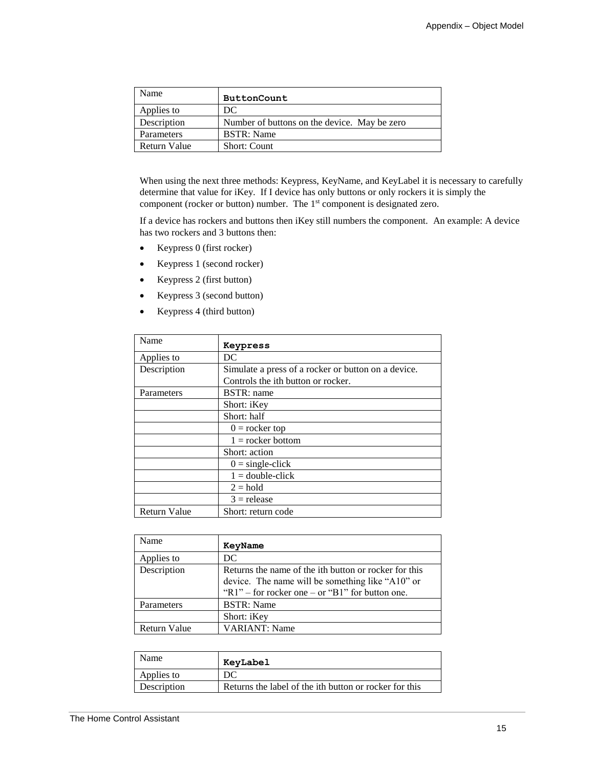| Name | **ButtonCount** |
|---|---|
| Applies to | DC |
| Description | Number of buttons on the device. May be zero |
| Parameters | BSTR: Name |
| Return Value | Short: Count |

When using the next three methods: Keypress, KeyName, and KeyLabel it is necessary to carefully determine that value for iKey. If I device has only buttons or only rockers it is simply the component (rocker or button) number. The 1st component is designated zero.

If a device has rockers and buttons then iKey still numbers the component. An example: A device has two rockers and 3 buttons then:

- Keypress 0 (first rocker)
- Keypress 1 (second rocker)
- Keypress 2 (first button)
- Keypress 3 (second button)
- Keypress 4 (third button)

| Name | **Keypress** |
|---|---|
| Applies to | DC |
| Description | Simulate a press of a rocker or button on a device. Controls the ith button or rocker. |
| Parameters | BSTR: name |
| | Short: iKey |
| | Short: half |
| | 0 = rocker top |
| | 1 = rocker bottom |
| | Short: action |
| | 0 = single-click |
| | 1 = double-click |
| | 2 = hold |
| | 3 = release |
| Return Value | Short: return code |

| Name | **KeyName** |
|---|---|
| Applies to | DC |
| Description | Returns the name of the ith button or rocker for this device. The name will be something like "A10" or "R1" – for rocker one – or "B1" for button one. |
| Parameters | BSTR: Name |
| | Short: iKey |
| Return Value | VARIANT: Name |

| Name | **KeyLabel** |
|---|---|
| Applies to | DC |
| Description | Returns the label of the ith button or rocker for this |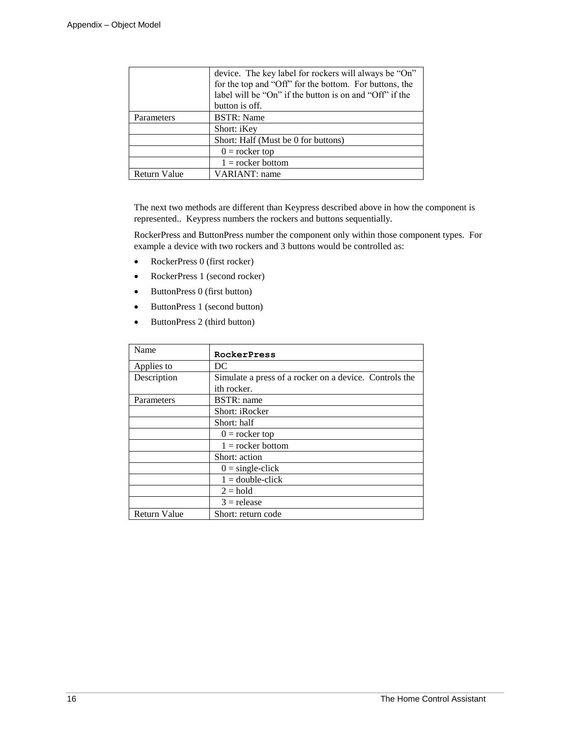|  | device. The key label for rockers will always be "On" for the top and "Off" for the bottom. For buttons, the label will be "On" if the button is on and "Off" if the button is off. |
|---|---|
| Parameters | BSTR: Name |
|  | Short: iKey |
|  | Short: Half (Must be 0 for buttons) |
|  | 0 = rocker top |
|  | 1 = rocker bottom |
| Return Value | VARIANT: name |

The next two methods are different than Keypress described above in how the component is represented.. Keypress numbers the rockers and buttons sequentially.

RockerPress and ButtonPress number the component only within those component types. For example a device with two rockers and 3 buttons would be controlled as:

- RockerPress 0 (first rocker)
- RockerPress 1 (second rocker)
- ButtonPress 0 (first button)
- ButtonPress 1 (second button)
- ButtonPress 2 (third button)

| Name | **`RockerPress`** |
|---|---|
| Applies to | DC |
| Description | Simulate a press of a rocker on a device. Controls the ith rocker. |
| Parameters | BSTR: name |
|  | Short: iRocker |
|  | Short: half |
|  | 0 = rocker top |
|  | 1 = rocker bottom |
|  | Short: action |
|  | 0 = single-click |
|  | 1 = double-click |
|  | 2 = hold |
|  | 3 = release |
| Return Value | Short: return code |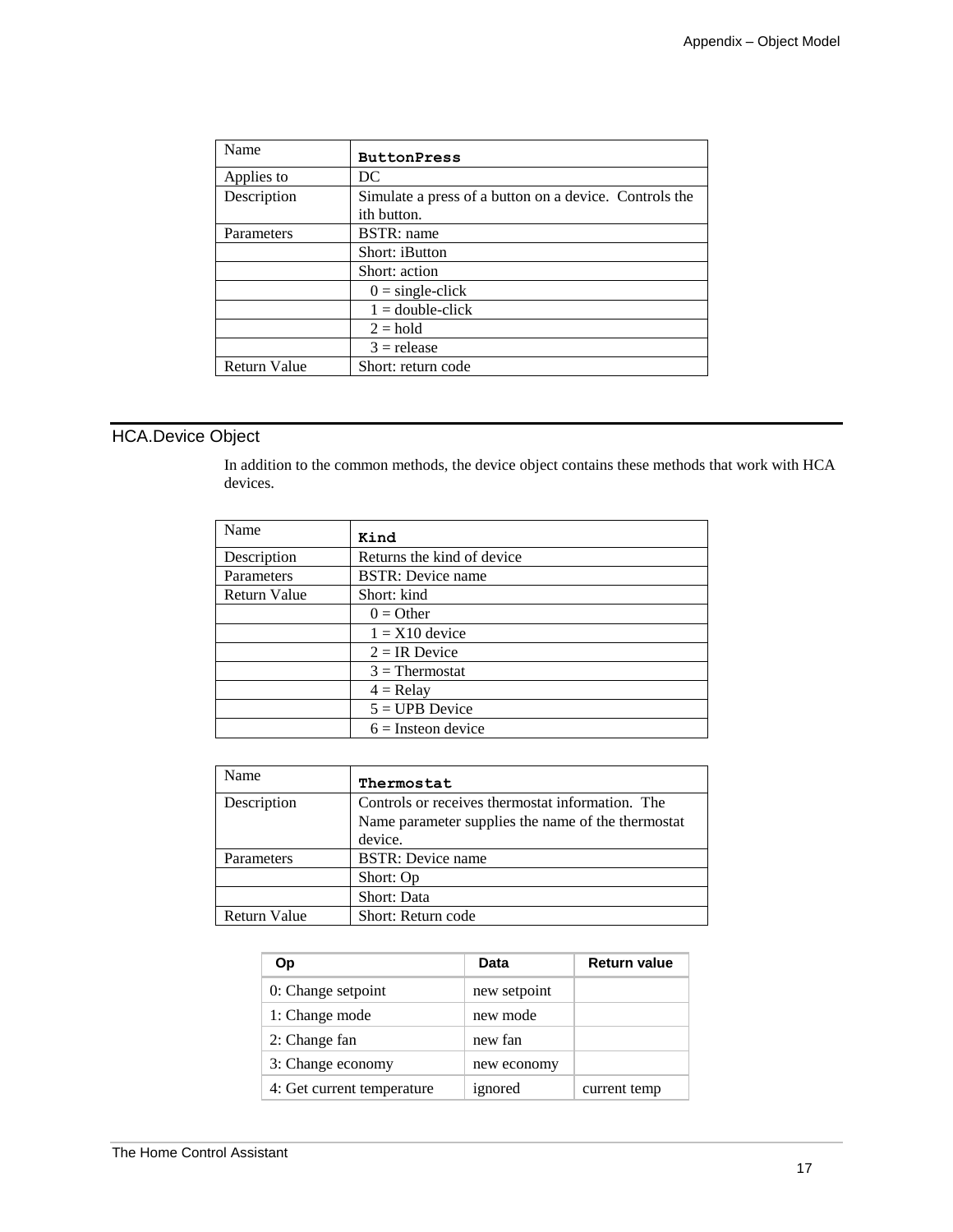| Name | **ButtonPress** |
|---|---|
| Applies to | DC |
| Description | Simulate a press of a button on a device. Controls the ith button. |
| Parameters | BSTR: name |
| | Short: iButton |
| | Short: action |
| | 0 = single-click |
| | 1 = double-click |
| | 2 = hold |
| | 3 = release |
| Return Value | Short: return code |

## HCA.Device Object

In addition to the common methods, the device object contains these methods that work with HCA devices.

| Name | **Kind** |
|---|---|
| Description | Returns the kind of device |
| Parameters | BSTR: Device name |
| Return Value | Short: kind |
| | 0 = Other |
| | 1 = X10 device |
| | 2 = IR Device |
| | 3 = Thermostat |
| | 4 = Relay |
| | 5 = UPB Device |
| | 6 = Insteon device |

| Name | **Thermostat** |
|---|---|
| Description | Controls or receives thermostat information. The Name parameter supplies the name of the thermostat device. |
| Parameters | BSTR: Device name |
| | Short: Op |
| | Short: Data |
| Return Value | Short: Return code |

| Op | Data | Return value |
|---|---|---|
| 0: Change setpoint | new setpoint | |
| 1: Change mode | new mode | |
| 2: Change fan | new fan | |
| 3: Change economy | new economy | |
| 4: Get current temperature | ignored | current temp |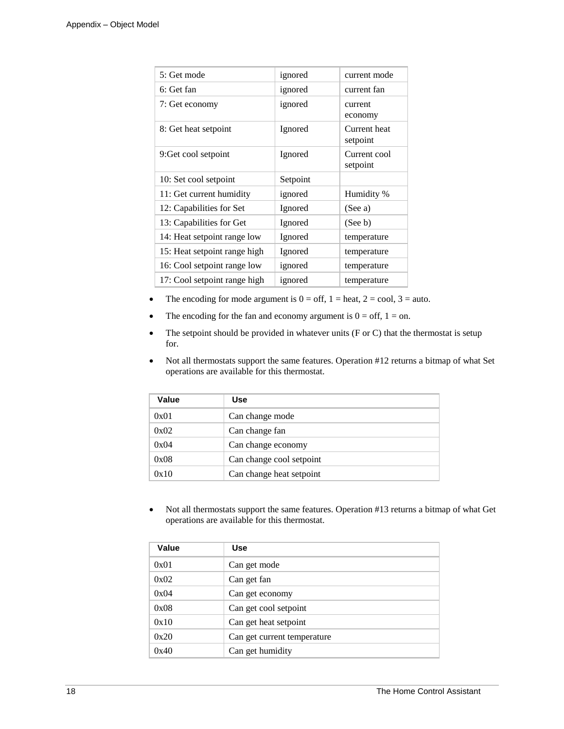| 5: Get mode | ignored | current mode |
|---|---|---|
| 6: Get fan | ignored | current fan |
| 7: Get economy | ignored | current economy |
| 8: Get heat setpoint | Ignored | Current heat setpoint |
| 9:Get cool setpoint | Ignored | Current cool setpoint |
| 10: Set cool setpoint | Setpoint | |
| 11: Get current humidity | ignored | Humidity % |
| 12: Capabilities for Set | Ignored | (See a) |
| 13: Capabilities for Get | Ignored | (See b) |
| 14: Heat setpoint range low | Ignored | temperature |
| 15: Heat setpoint range high | Ignored | temperature |
| 16: Cool setpoint range low | ignored | temperature |
| 17: Cool setpoint range high | ignored | temperature |

- The encoding for mode argument is 0 = off, 1 = heat, 2 = cool, 3 = auto.
- The encoding for the fan and economy argument is 0 = off, 1 = on.
- The setpoint should be provided in whatever units (F or C) that the thermostat is setup for.
- Not all thermostats support the same features. Operation #12 returns a bitmap of what Set operations are available for this thermostat.

| Value | Use |
|---|---|
| 0x01 | Can change mode |
| 0x02 | Can change fan |
| 0x04 | Can change economy |
| 0x08 | Can change cool setpoint |
| 0x10 | Can change heat setpoint |

- Not all thermostats support the same features. Operation #13 returns a bitmap of what Get operations are available for this thermostat.

| Value | Use |
|---|---|
| 0x01 | Can get mode |
| 0x02 | Can get fan |
| 0x04 | Can get economy |
| 0x08 | Can get cool setpoint |
| 0x10 | Can get heat setpoint |
| 0x20 | Can get current temperature |
| 0x40 | Can get humidity |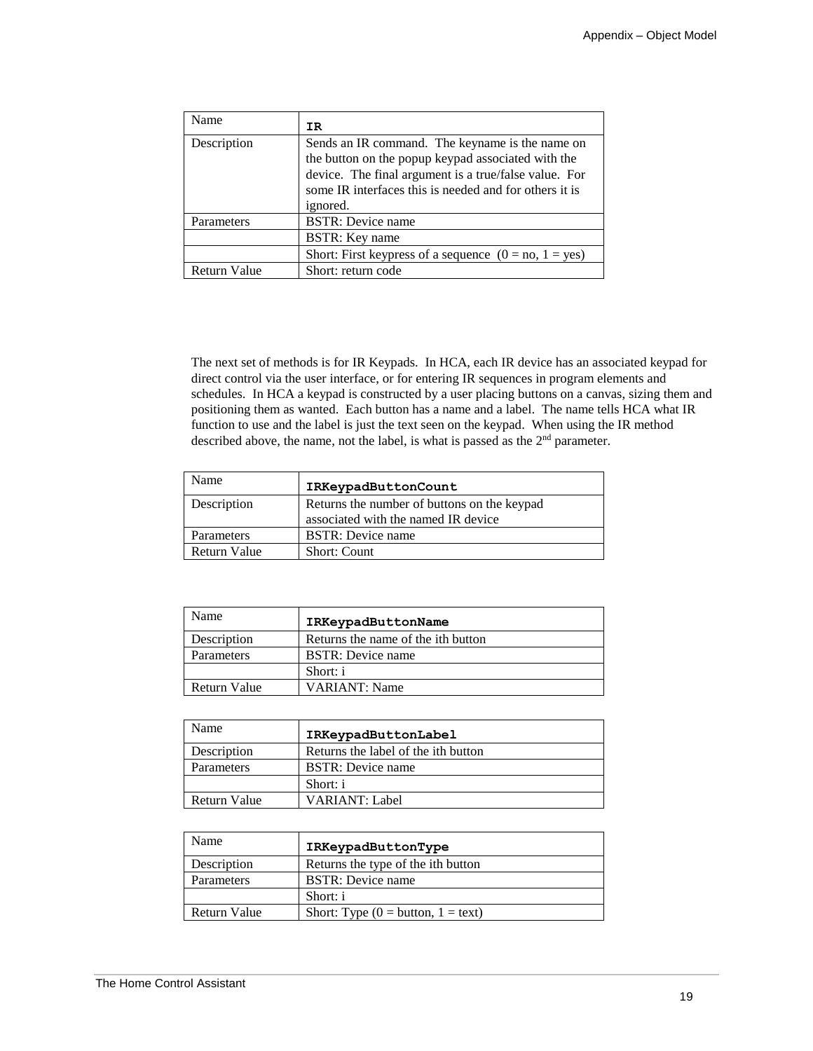| Name | **IR** |
|---|---|
| Description | Sends an IR command. The keyname is the name on the button on the popup keypad associated with the device. The final argument is a true/false value. For some IR interfaces this is needed and for others it is ignored. |
| Parameters | BSTR: Device name |
| | BSTR: Key name |
| | Short: First keypress of a sequence (0 = no, 1 = yes) |
| Return Value | Short: return code |

The next set of methods is for IR Keypads. In HCA, each IR device has an associated keypad for direct control via the user interface, or for entering IR sequences in program elements and schedules. In HCA a keypad is constructed by a user placing buttons on a canvas, sizing them and positioning them as wanted. Each button has a name and a label. The name tells HCA what IR function to use and the label is just the text seen on the keypad. When using the IR method described above, the name, not the label, is what is passed as the 2nd parameter.

| Name | **IRKeypadButtonCount** |
|---|---|
| Description | Returns the number of buttons on the keypad associated with the named IR device |
| Parameters | BSTR: Device name |
| Return Value | Short: Count |

| Name | **IRKeypadButtonName** |
|---|---|
| Description | Returns the name of the ith button |
| Parameters | BSTR: Device name |
| | Short: i |
| Return Value | VARIANT: Name |

| Name | **IRKeypadButtonLabel** |
|---|---|
| Description | Returns the label of the ith button |
| Parameters | BSTR: Device name |
| | Short: i |
| Return Value | VARIANT: Label |

| Name | **IRKeypadButtonType** |
|---|---|
| Description | Returns the type of the ith button |
| Parameters | BSTR: Device name |
| | Short: i |
| Return Value | Short: Type (0 = button, 1 = text) |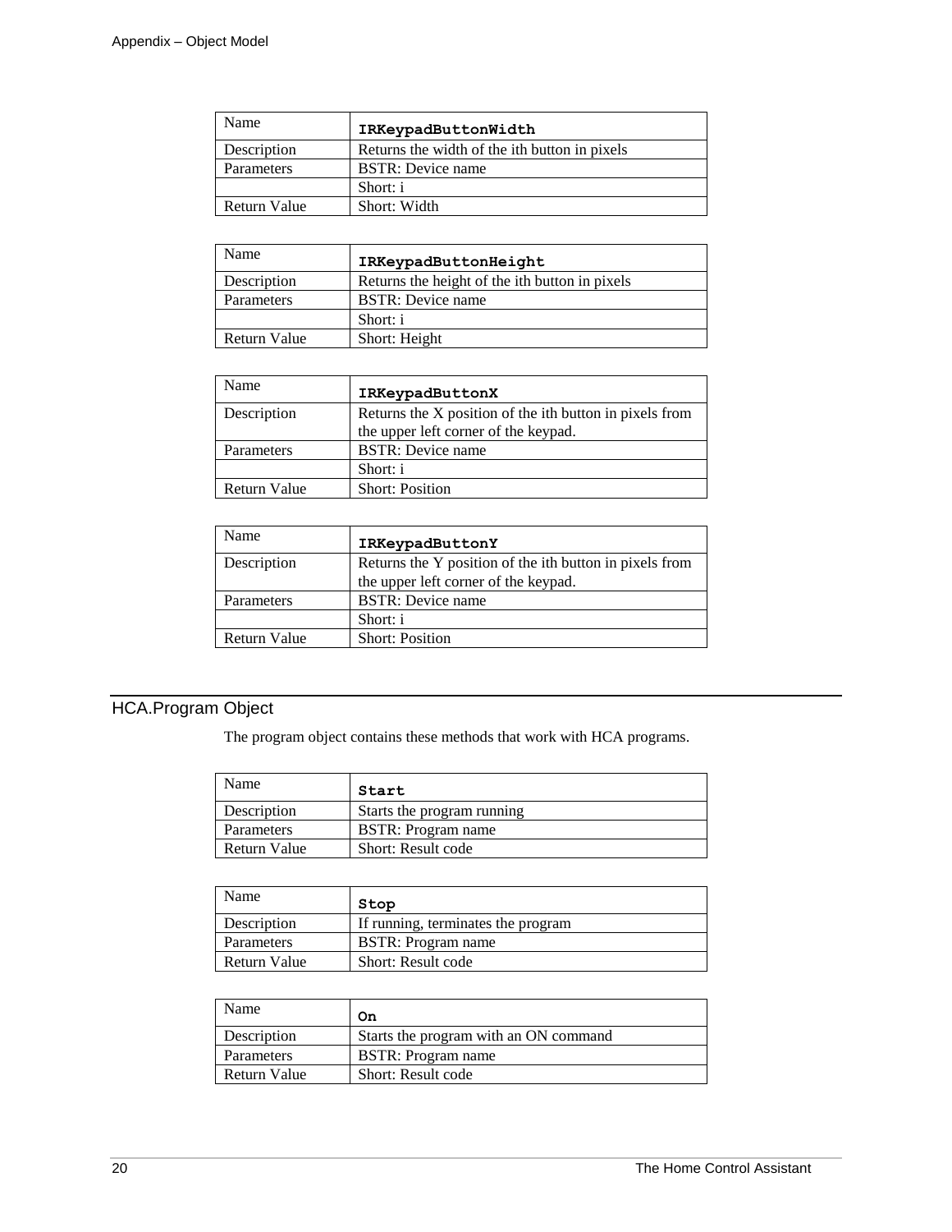| Name | **IRKeypadButtonWidth** |
| --- | --- |
| Description | Returns the width of the ith button in pixels |
| Parameters | BSTR: Device name |
| | Short: i |
| Return Value | Short: Width |

| Name | **IRKeypadButtonHeight** |
| --- | --- |
| Description | Returns the height of the ith button in pixels |
| Parameters | BSTR: Device name |
| | Short: i |
| Return Value | Short: Height |

| Name | **IRKeypadButtonX** |
| --- | --- |
| Description | Returns the X position of the ith button in pixels from the upper left corner of the keypad. |
| Parameters | BSTR: Device name |
| | Short: i |
| Return Value | Short: Position |

| Name | **IRKeypadButtonY** |
| --- | --- |
| Description | Returns the Y position of the ith button in pixels from the upper left corner of the keypad. |
| Parameters | BSTR: Device name |
| | Short: i |
| Return Value | Short: Position |

## HCA.Program Object

The program object contains these methods that work with HCA programs.

| Name | **Start** |
| --- | --- |
| Description | Starts the program running |
| Parameters | BSTR: Program name |
| Return Value | Short: Result code |

| Name | **Stop** |
| --- | --- |
| Description | If running, terminates the program |
| Parameters | BSTR: Program name |
| Return Value | Short: Result code |

| Name | **On** |
| --- | --- |
| Description | Starts the program with an ON command |
| Parameters | BSTR: Program name |
| Return Value | Short: Result code |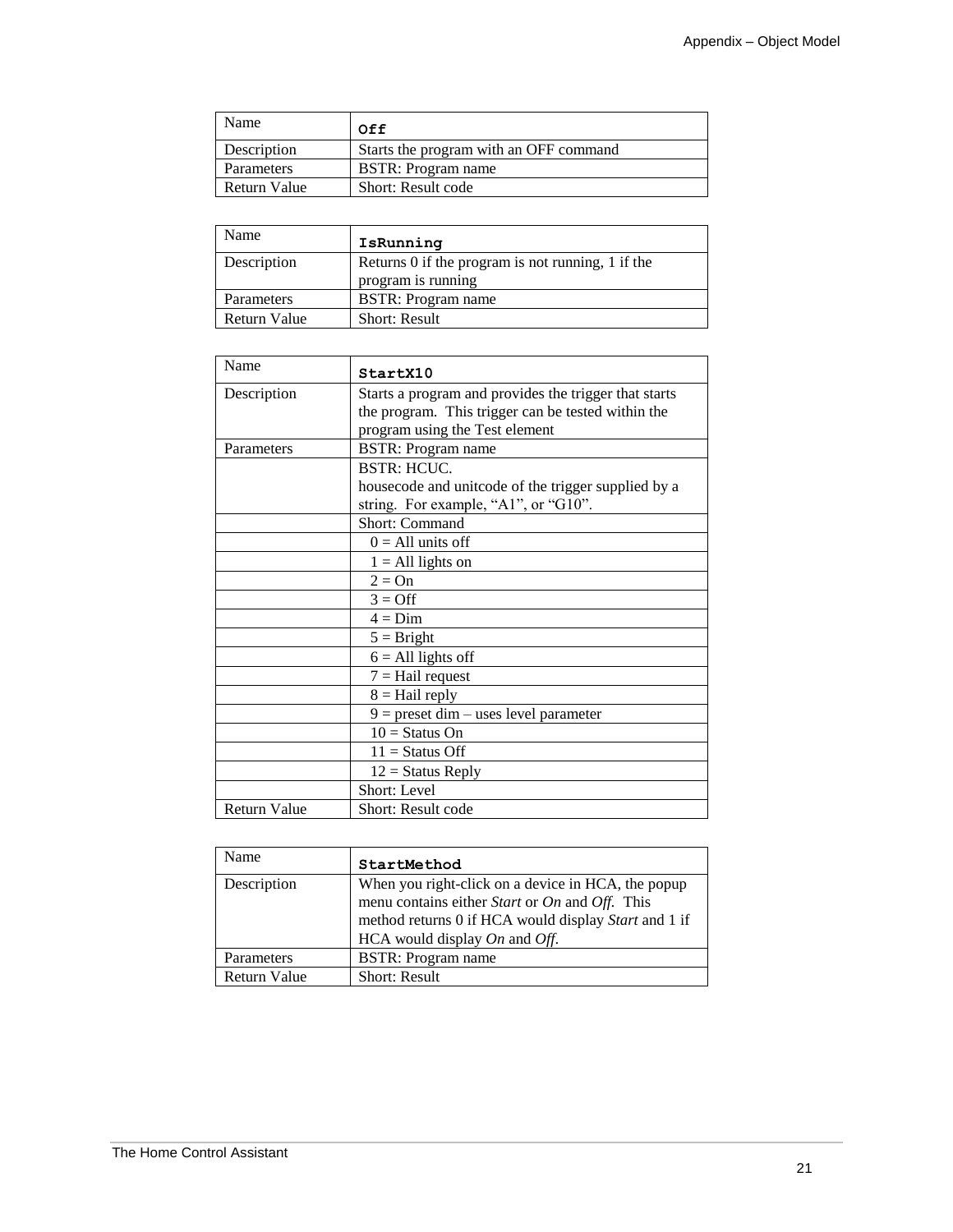| Name | **Off** |
|---|---|
| Description | Starts the program with an OFF command |
| Parameters | BSTR: Program name |
| Return Value | Short: Result code |

| Name | **IsRunning** |
|---|---|
| Description | Returns 0 if the program is not running, 1 if the program is running |
| Parameters | BSTR: Program name |
| Return Value | Short: Result |

| Name | **StartX10** |
|---|---|
| Description | Starts a program and provides the trigger that starts the program. This trigger can be tested within the program using the Test element |
| Parameters | BSTR: Program name |
| | BSTR: HCUC. housecode and unitcode of the trigger supplied by a string. For example, "A1", or "G10". |
| | Short: Command |
| | 0 = All units off |
| | 1 = All lights on |
| | 2 = On |
| | 3 = Off |
| | 4 = Dim |
| | 5 = Bright |
| | 6 = All lights off |
| | 7 = Hail request |
| | 8 = Hail reply |
| | 9 = preset dim – uses level parameter |
| | 10 = Status On |
| | 11 = Status Off |
| | 12 = Status Reply |
| | Short: Level |
| Return Value | Short: Result code |

| Name | **StartMethod** |
|---|---|
| Description | When you right-click on a device in HCA, the popup menu contains either *Start* or *On* and *Off*. This method returns 0 if HCA would display *Start* and 1 if HCA would display *On* and *Off*. |
| Parameters | BSTR: Program name |
| Return Value | Short: Result |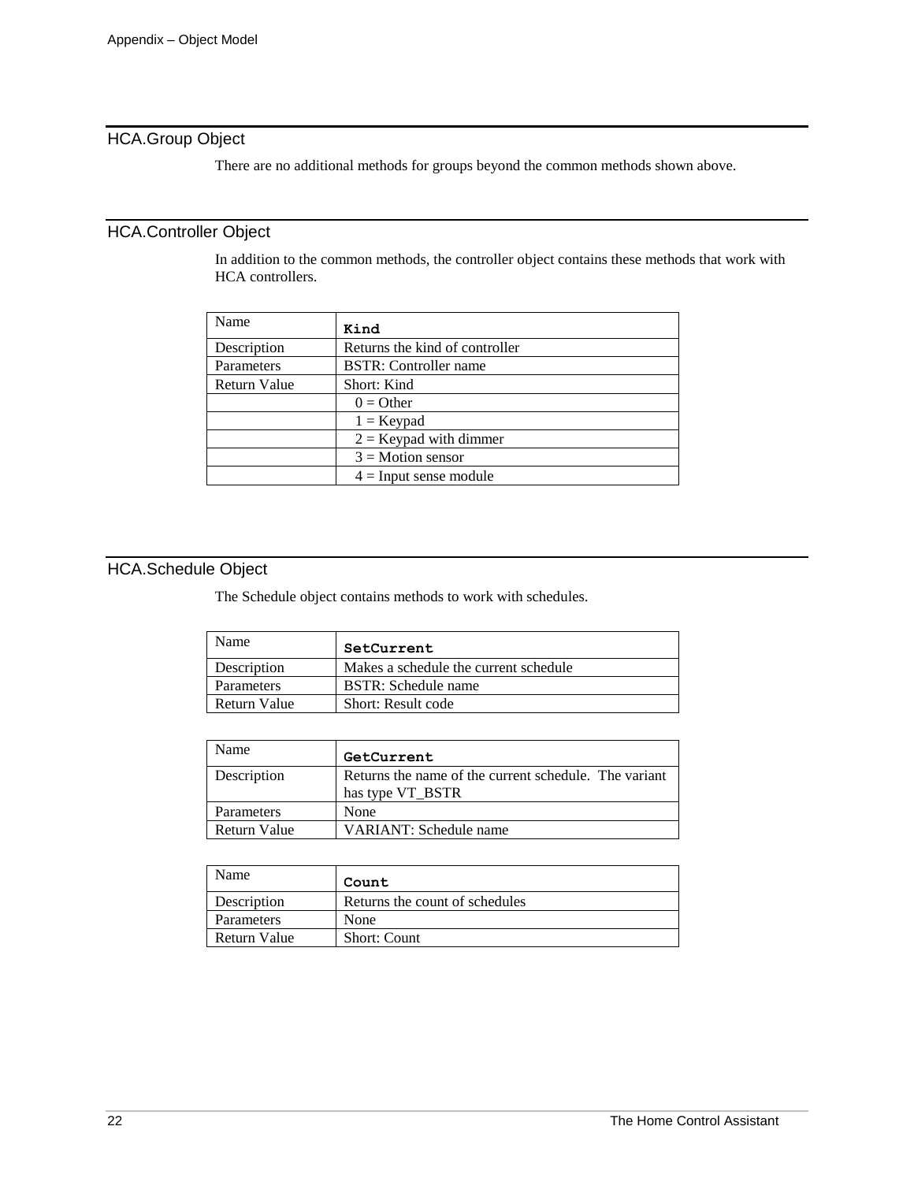## HCA.Group Object

There are no additional methods for groups beyond the common methods shown above.

## HCA.Controller Object

In addition to the common methods, the controller object contains these methods that work with HCA controllers.

| Name | **`Kind`** |
|---|---|
| Description | Returns the kind of controller |
| Parameters | BSTR: Controller name |
| Return Value | Short: Kind |
| | 0 = Other |
| | 1 = Keypad |
| | 2 = Keypad with dimmer |
| | 3 = Motion sensor |
| | 4 = Input sense module |

## HCA.Schedule Object

The Schedule object contains methods to work with schedules.

| Name | **`SetCurrent`** |
|---|---|
| Description | Makes a schedule the current schedule |
| Parameters | BSTR: Schedule name |
| Return Value | Short: Result code |

| Name | **`GetCurrent`** |
|---|---|
| Description | Returns the name of the current schedule. The variant has type VT_BSTR |
| Parameters | None |
| Return Value | VARIANT: Schedule name |

| Name | **`Count`** |
|---|---|
| Description | Returns the count of schedules |
| Parameters | None |
| Return Value | Short: Count |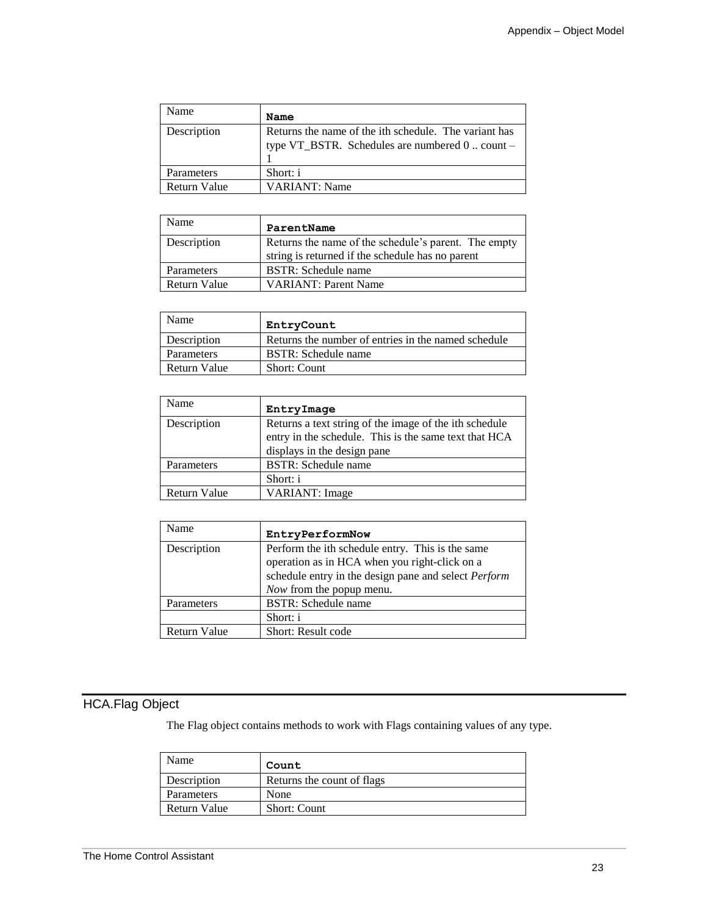| Name | **`Name`** |
| --- | --- |
| Description | Returns the name of the ith schedule. The variant has type VT_BSTR. Schedules are numbered 0 .. count – 1 |
| Parameters | Short: i |
| Return Value | VARIANT: Name |

| Name | **`ParentName`** |
| --- | --- |
| Description | Returns the name of the schedule's parent. The empty string is returned if the schedule has no parent |
| Parameters | BSTR: Schedule name |
| Return Value | VARIANT: Parent Name |

| Name | **`EntryCount`** |
| --- | --- |
| Description | Returns the number of entries in the named schedule |
| Parameters | BSTR: Schedule name |
| Return Value | Short: Count |

| Name | **`EntryImage`** |
| --- | --- |
| Description | Returns a text string of the image of the ith schedule entry in the schedule. This is the same text that HCA displays in the design pane |
| Parameters | BSTR: Schedule name |
| | Short: i |
| Return Value | VARIANT: Image |

| Name | **`EntryPerformNow`** |
| --- | --- |
| Description | Perform the ith schedule entry. This is the same operation as in HCA when you right-click on a schedule entry in the design pane and select *Perform Now* from the popup menu. |
| Parameters | BSTR: Schedule name |
| | Short: i |
| Return Value | Short: Result code |

## HCA.Flag Object

The Flag object contains methods to work with Flags containing values of any type.

| Name | **`Count`** |
| --- | --- |
| Description | Returns the count of flags |
| Parameters | None |
| Return Value | Short: Count |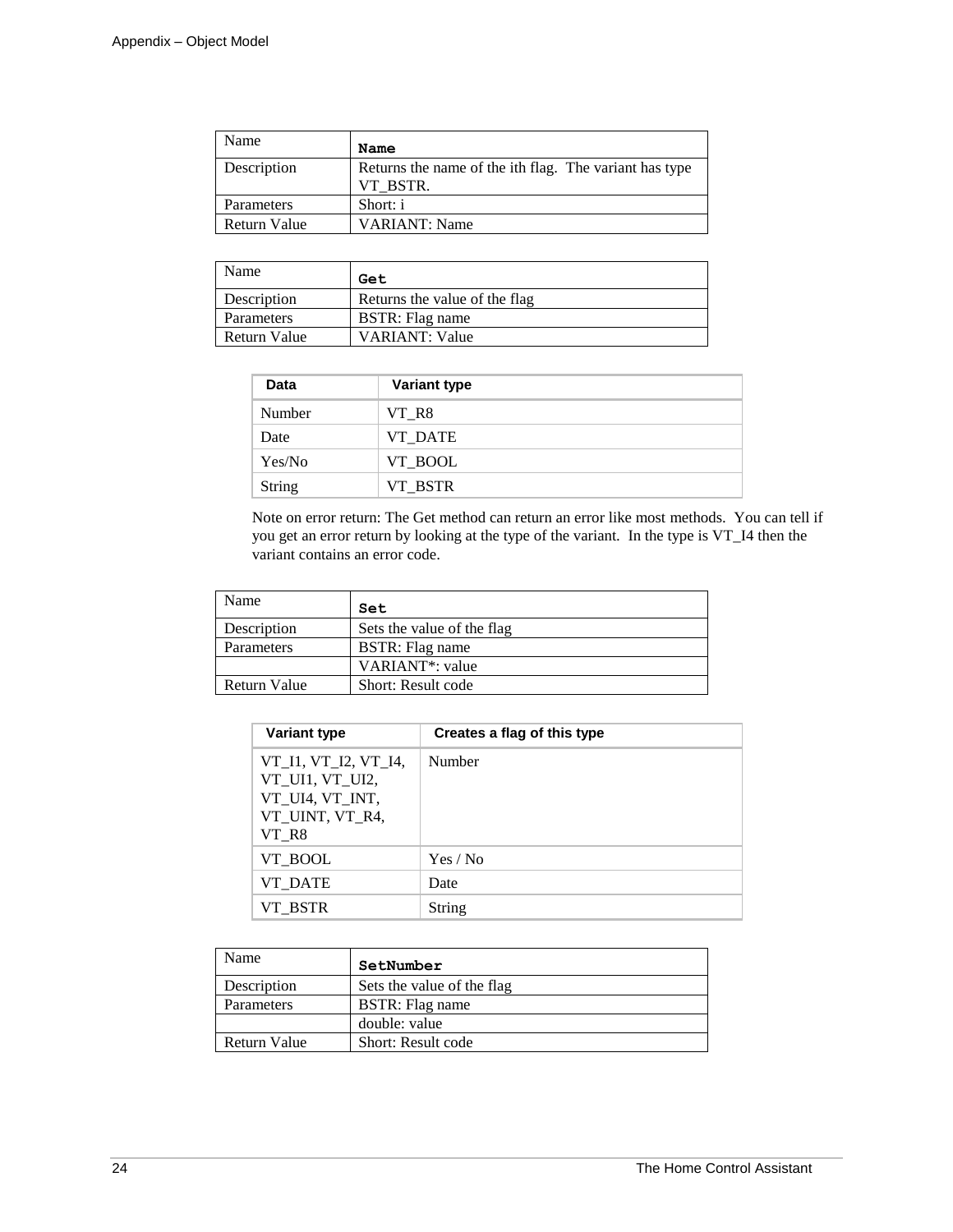| Name | **Name** |
|---|---|
| Description | Returns the name of the ith flag. The variant has type VT_BSTR. |
| Parameters | Short: i |
| Return Value | VARIANT: Name |

| Name | **Get** |
|---|---|
| Description | Returns the value of the flag |
| Parameters | BSTR: Flag name |
| Return Value | VARIANT: Value |

| Data | Variant type |
|---|---|
| Number | VT_R8 |
| Date | VT_DATE |
| Yes/No | VT_BOOL |
| String | VT_BSTR |

Note on error return: The Get method can return an error like most methods. You can tell if you get an error return by looking at the type of the variant. In the type is VT_I4 then the variant contains an error code.

| Name | **Set** |
|---|---|
| Description | Sets the value of the flag |
| Parameters | BSTR: Flag name |
| | VARIANT*: value |
| Return Value | Short: Result code |

| Variant type | Creates a flag of this type |
|---|---|
| VT_I1, VT_I2, VT_I4, VT_UI1, VT_UI2, VT_UI4, VT_INT, VT_UINT, VT_R4, VT_R8 | Number |
| VT_BOOL | Yes / No |
| VT_DATE | Date |
| VT_BSTR | String |

| Name | **SetNumber** |
|---|---|
| Description | Sets the value of the flag |
| Parameters | BSTR: Flag name |
| | double: value |
| Return Value | Short: Result code |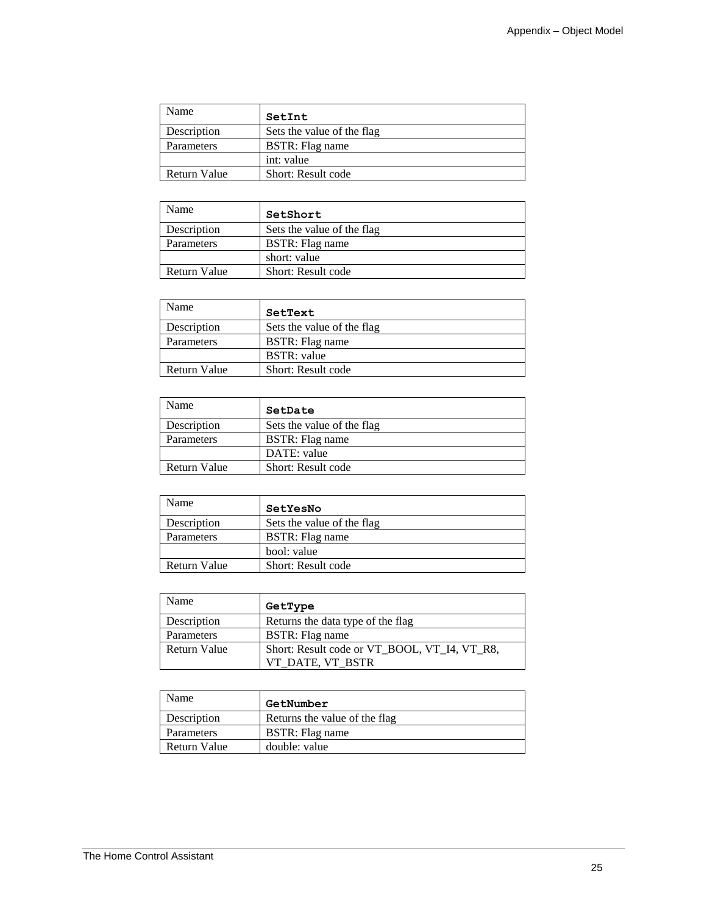| Name | **SetInt** |
|---|---|
| Description | Sets the value of the flag |
| Parameters | BSTR: Flag name |
| | int: value |
| Return Value | Short: Result code |

| Name | **SetShort** |
|---|---|
| Description | Sets the value of the flag |
| Parameters | BSTR: Flag name |
| | short: value |
| Return Value | Short: Result code |

| Name | **SetText** |
|---|---|
| Description | Sets the value of the flag |
| Parameters | BSTR: Flag name |
| | BSTR: value |
| Return Value | Short: Result code |

| Name | **SetDate** |
|---|---|
| Description | Sets the value of the flag |
| Parameters | BSTR: Flag name |
| | DATE: value |
| Return Value | Short: Result code |

| Name | **SetYesNo** |
|---|---|
| Description | Sets the value of the flag |
| Parameters | BSTR: Flag name |
| | bool: value |
| Return Value | Short: Result code |

| Name | **GetType** |
|---|---|
| Description | Returns the data type of the flag |
| Parameters | BSTR: Flag name |
| Return Value | Short: Result code or VT_BOOL, VT_I4, VT_R8, VT_DATE, VT_BSTR |

| Name | **GetNumber** |
|---|---|
| Description | Returns the value of the flag |
| Parameters | BSTR: Flag name |
| Return Value | double: value |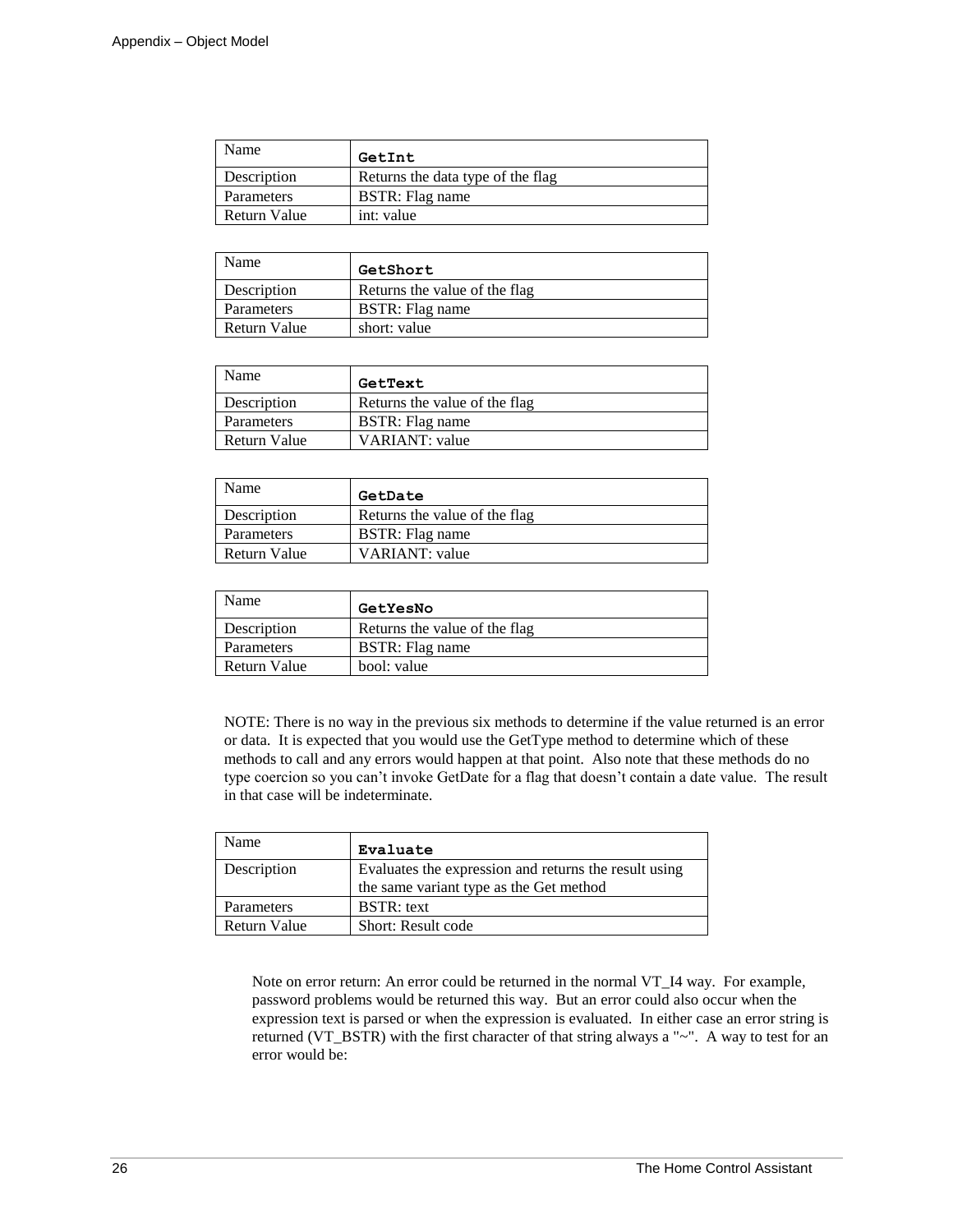| Name | **GetInt** |
|---|---|
| Description | Returns the data type of the flag |
| Parameters | BSTR: Flag name |
| Return Value | int: value |

| Name | **GetShort** |
|---|---|
| Description | Returns the value of the flag |
| Parameters | BSTR: Flag name |
| Return Value | short: value |

| Name | **GetText** |
|---|---|
| Description | Returns the value of the flag |
| Parameters | BSTR: Flag name |
| Return Value | VARIANT: value |

| Name | **GetDate** |
|---|---|
| Description | Returns the value of the flag |
| Parameters | BSTR: Flag name |
| Return Value | VARIANT: value |

| Name | **GetYesNo** |
|---|---|
| Description | Returns the value of the flag |
| Parameters | BSTR: Flag name |
| Return Value | bool: value |

NOTE: There is no way in the previous six methods to determine if the value returned is an error or data. It is expected that you would use the GetType method to determine which of these methods to call and any errors would happen at that point. Also note that these methods do no type coercion so you can't invoke GetDate for a flag that doesn't contain a date value. The result in that case will be indeterminate.

| Name | **Evaluate** |
|---|---|
| Description | Evaluates the expression and returns the result using the same variant type as the Get method |
| Parameters | BSTR: text |
| Return Value | Short: Result code |

Note on error return: An error could be returned in the normal VT_I4 way. For example, password problems would be returned this way. But an error could also occur when the expression text is parsed or when the expression is evaluated. In either case an error string is returned (VT_BSTR) with the first character of that string always a "~". A way to test for an error would be: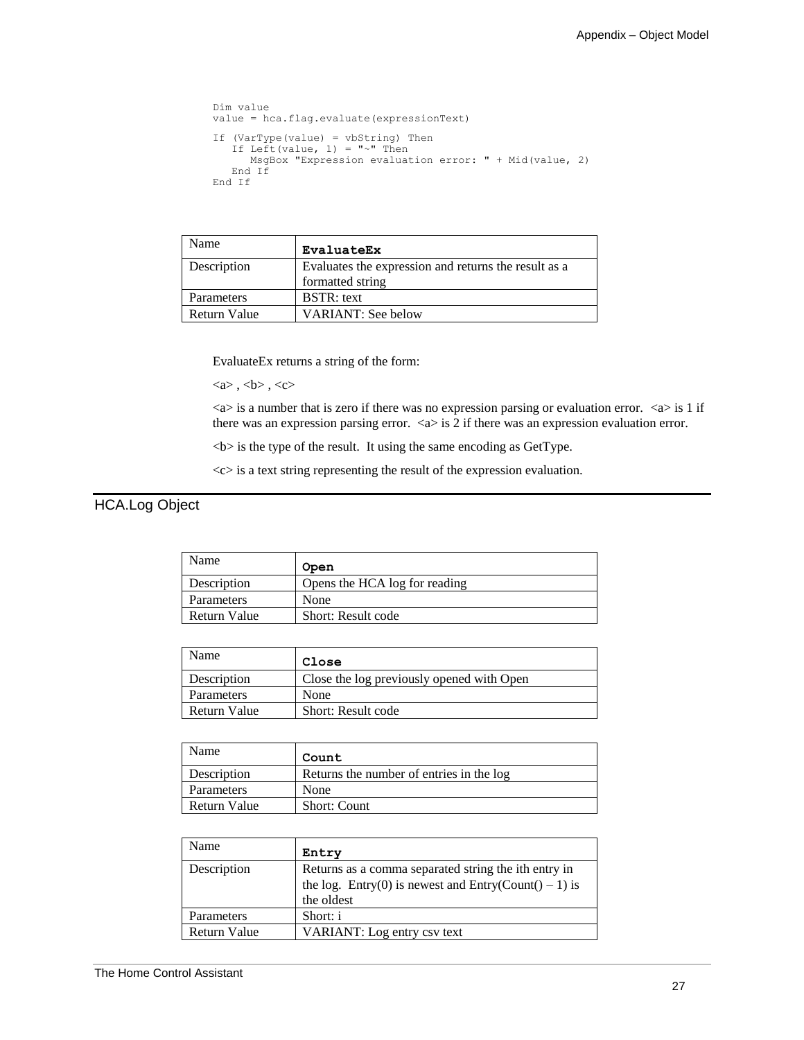```
Dim value
value = hca.flag.evaluate(expressionText)

If (VarType(value) = vbString) Then
   If Left(value, 1) = "~" Then
      MsgBox "Expression evaluation error: " + Mid(value, 2)
   End If
End If
```

| Name | **EvaluateEx** |
|---|---|
| Description | Evaluates the expression and returns the result as a formatted string |
| Parameters | BSTR: text |
| Return Value | VARIANT: See below |

EvaluateEx returns a string of the form:

<a> , <b> , <c>

<a> is a number that is zero if there was no expression parsing or evaluation error. <a> is 1 if there was an expression parsing error. <a> is 2 if there was an expression evaluation error.

<b> is the type of the result. It using the same encoding as GetType.

<c> is a text string representing the result of the expression evaluation.

## HCA.Log Object

| Name | **Open** |
|---|---|
| Description | Opens the HCA log for reading |
| Parameters | None |
| Return Value | Short: Result code |

| Name | **Close** |
|---|---|
| Description | Close the log previously opened with Open |
| Parameters | None |
| Return Value | Short: Result code |

| Name | **Count** |
|---|---|
| Description | Returns the number of entries in the log |
| Parameters | None |
| Return Value | Short: Count |

| Name | **Entry** |
|---|---|
| Description | Returns as a comma separated string the ith entry in the log. Entry(0) is newest and Entry(Count() – 1) is the oldest |
| Parameters | Short: i |
| Return Value | VARIANT: Log entry csv text |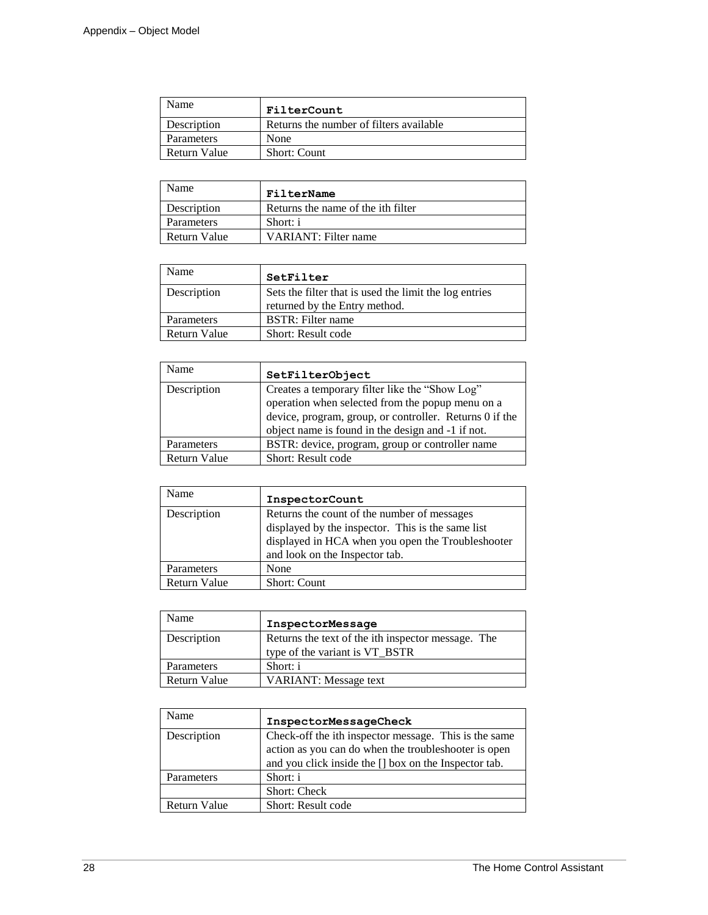| Name | **FilterCount** |
|---|---|
| Description | Returns the number of filters available |
| Parameters | None |
| Return Value | Short: Count |

| Name | **FilterName** |
|---|---|
| Description | Returns the name of the ith filter |
| Parameters | Short: i |
| Return Value | VARIANT: Filter name |

| Name | **SetFilter** |
|---|---|
| Description | Sets the filter that is used the limit the log entries returned by the Entry method. |
| Parameters | BSTR: Filter name |
| Return Value | Short: Result code |

| Name | **SetFilterObject** |
|---|---|
| Description | Creates a temporary filter like the "Show Log" operation when selected from the popup menu on a device, program, group, or controller. Returns 0 if the object name is found in the design and -1 if not. |
| Parameters | BSTR: device, program, group or controller name |
| Return Value | Short: Result code |

| Name | **InspectorCount** |
|---|---|
| Description | Returns the count of the number of messages displayed by the inspector. This is the same list displayed in HCA when you open the Troubleshooter and look on the Inspector tab. |
| Parameters | None |
| Return Value | Short: Count |

| Name | **InspectorMessage** |
|---|---|
| Description | Returns the text of the ith inspector message. The type of the variant is VT_BSTR |
| Parameters | Short: i |
| Return Value | VARIANT: Message text |

| Name | **InspectorMessageCheck** |
|---|---|
| Description | Check-off the ith inspector message. This is the same action as you can do when the troubleshooter is open and you click inside the [] box on the Inspector tab. |
| Parameters | Short: i |
| | Short: Check |
| Return Value | Short: Result code |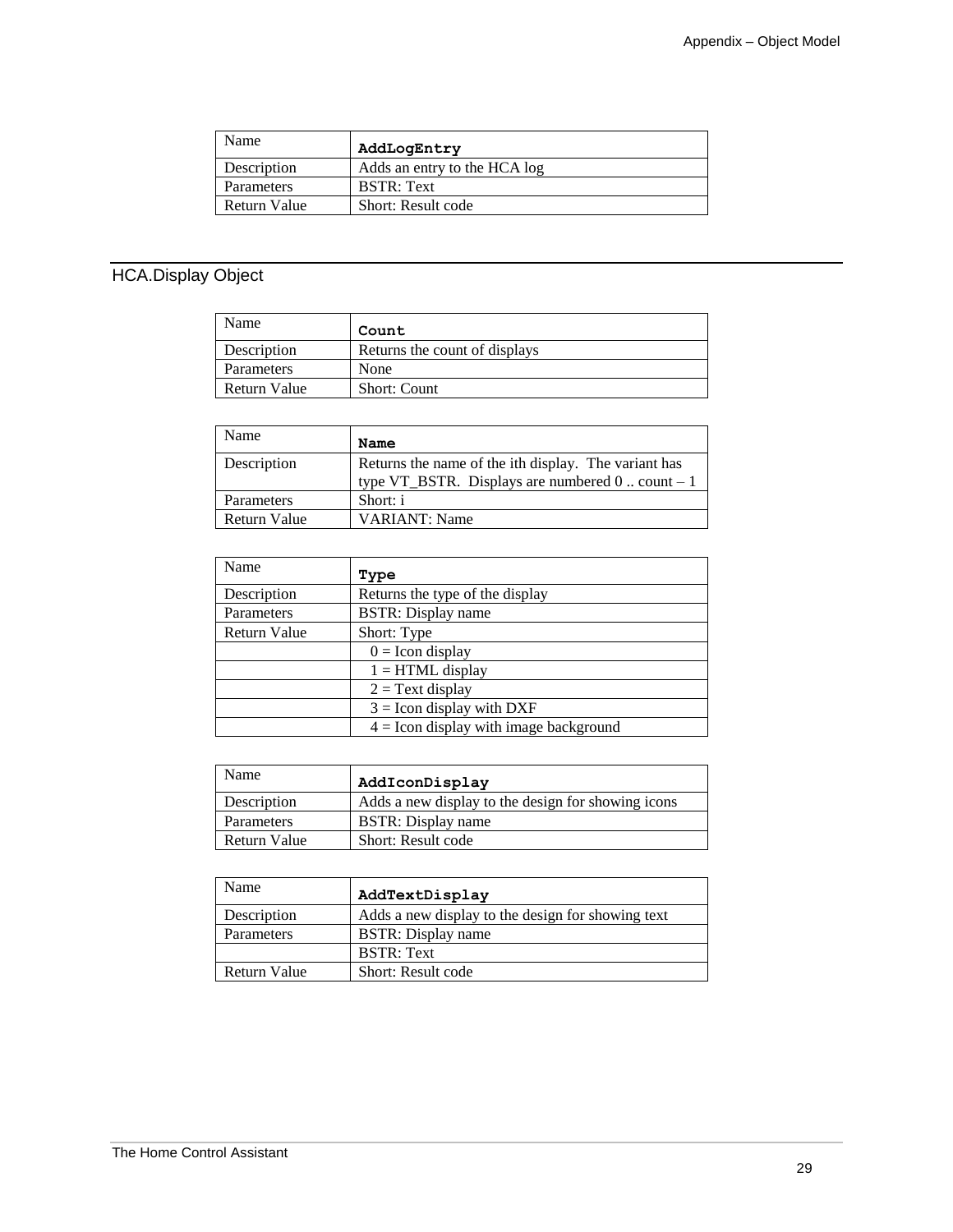| Name | **AddLogEntry** |
| --- | --- |
| Description | Adds an entry to the HCA log |
| Parameters | BSTR: Text |
| Return Value | Short: Result code |

## HCA.Display Object

| Name | **Count** |
| --- | --- |
| Description | Returns the count of displays |
| Parameters | None |
| Return Value | Short: Count |

| Name | **Name** |
| --- | --- |
| Description | Returns the name of the ith display. The variant has type VT_BSTR. Displays are numbered 0 .. count – 1 |
| Parameters | Short: i |
| Return Value | VARIANT: Name |

| Name | **Type** |
| --- | --- |
| Description | Returns the type of the display |
| Parameters | BSTR: Display name |
| Return Value | Short: Type |
| | 0 = Icon display |
| | 1 = HTML display |
| | 2 = Text display |
| | 3 = Icon display with DXF |
| | 4 = Icon display with image background |

| Name | **AddIconDisplay** |
| --- | --- |
| Description | Adds a new display to the design for showing icons |
| Parameters | BSTR: Display name |
| Return Value | Short: Result code |

| Name | **AddTextDisplay** |
| --- | --- |
| Description | Adds a new display to the design for showing text |
| Parameters | BSTR: Display name |
| | BSTR: Text |
| Return Value | Short: Result code |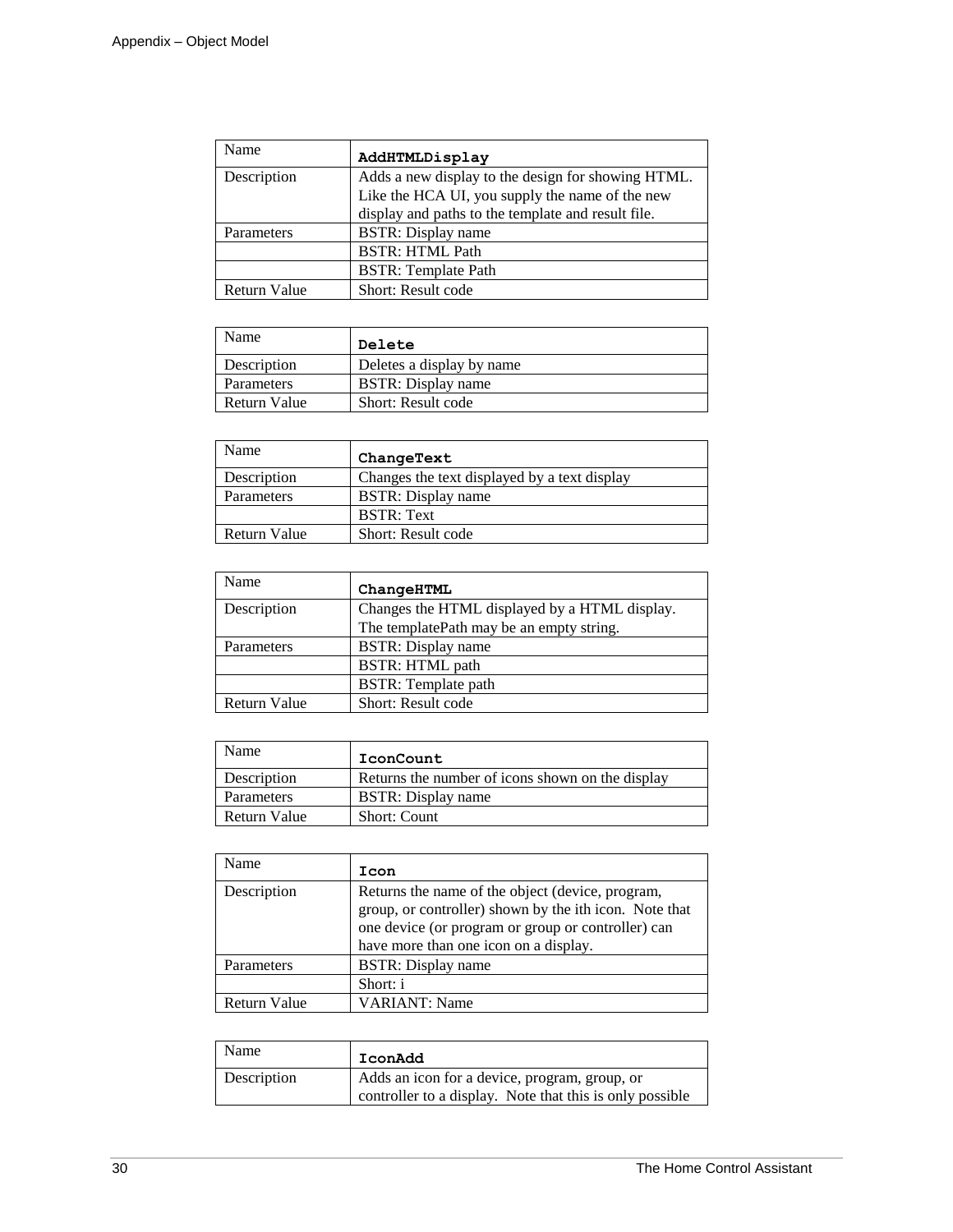| Name | **AddHTMLDisplay** |
| --- | --- |
| Description | Adds a new display to the design for showing HTML. Like the HCA UI, you supply the name of the new display and paths to the template and result file. |
| Parameters | BSTR: Display name |
| | BSTR: HTML Path |
| | BSTR: Template Path |
| Return Value | Short: Result code |

| Name | **Delete** |
| --- | --- |
| Description | Deletes a display by name |
| Parameters | BSTR: Display name |
| Return Value | Short: Result code |

| Name | **ChangeText** |
| --- | --- |
| Description | Changes the text displayed by a text display |
| Parameters | BSTR: Display name |
| | BSTR: Text |
| Return Value | Short: Result code |

| Name | **ChangeHTML** |
| --- | --- |
| Description | Changes the HTML displayed by a HTML display. The templatePath may be an empty string. |
| Parameters | BSTR: Display name |
| | BSTR: HTML path |
| | BSTR: Template path |
| Return Value | Short: Result code |

| Name | **IconCount** |
| --- | --- |
| Description | Returns the number of icons shown on the display |
| Parameters | BSTR: Display name |
| Return Value | Short: Count |

| Name | **Icon** |
| --- | --- |
| Description | Returns the name of the object (device, program, group, or controller) shown by the ith icon. Note that one device (or program or group or controller) can have more than one icon on a display. |
| Parameters | BSTR: Display name |
| | Short: i |
| Return Value | VARIANT: Name |

| Name | **IconAdd** |
| --- | --- |
| Description | Adds an icon for a device, program, group, or controller to a display. Note that this is only possible |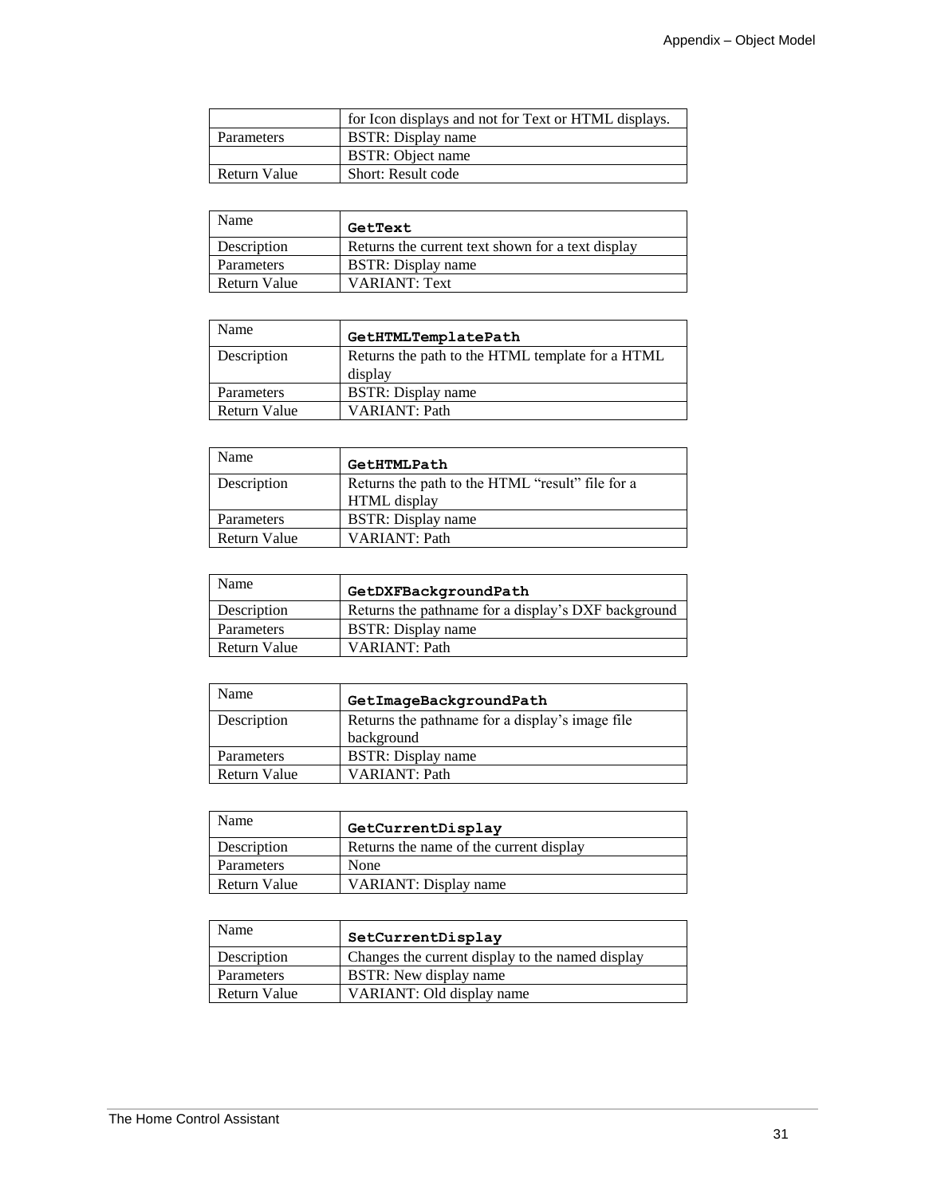| | |
|---|---|
| | for Icon displays and not for Text or HTML displays. |
| Parameters | BSTR: Display name |
| | BSTR: Object name |
| Return Value | Short: Result code |

| Name | **GetText** |
|---|---|
| Description | Returns the current text shown for a text display |
| Parameters | BSTR: Display name |
| Return Value | VARIANT: Text |

| Name | **GetHTMLTemplatePath** |
|---|---|
| Description | Returns the path to the HTML template for a HTML display |
| Parameters | BSTR: Display name |
| Return Value | VARIANT: Path |

| Name | **GetHTMLPath** |
|---|---|
| Description | Returns the path to the HTML "result" file for a HTML display |
| Parameters | BSTR: Display name |
| Return Value | VARIANT: Path |

| Name | **GetDXFBackgroundPath** |
|---|---|
| Description | Returns the pathname for a display's DXF background |
| Parameters | BSTR: Display name |
| Return Value | VARIANT: Path |

| Name | **GetImageBackgroundPath** |
|---|---|
| Description | Returns the pathname for a display's image file background |
| Parameters | BSTR: Display name |
| Return Value | VARIANT: Path |

| Name | **GetCurrentDisplay** |
|---|---|
| Description | Returns the name of the current display |
| Parameters | None |
| Return Value | VARIANT: Display name |

| Name | **SetCurrentDisplay** |
|---|---|
| Description | Changes the current display to the named display |
| Parameters | BSTR: New display name |
| Return Value | VARIANT: Old display name |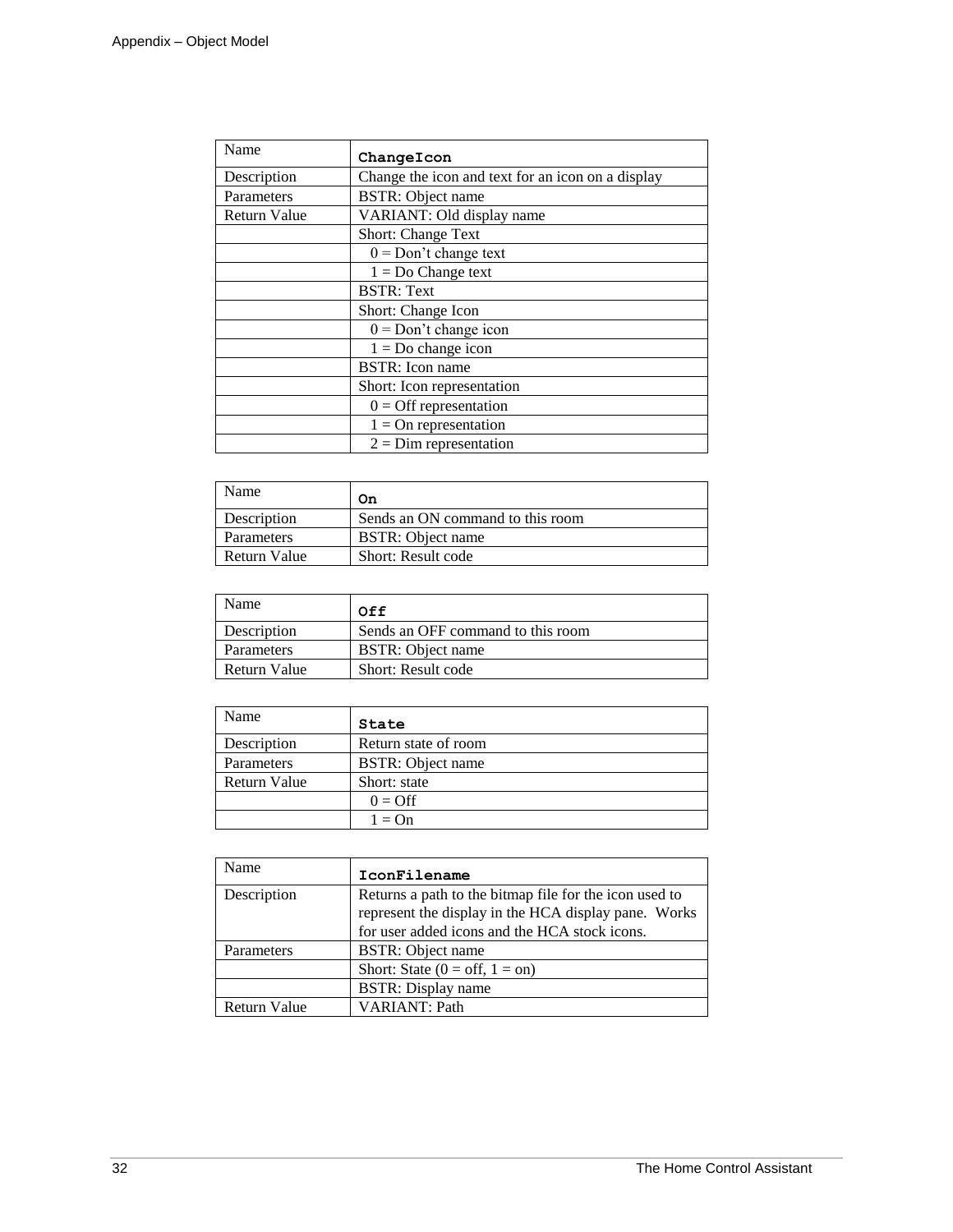| Name | **`ChangeIcon`** |
| --- | --- |
| Description | Change the icon and text for an icon on a display |
| Parameters | BSTR: Object name |
| Return Value | VARIANT: Old display name |
| | Short: Change Text |
| | 0 = Don't change text |
| | 1 = Do Change text |
| | BSTR: Text |
| | Short: Change Icon |
| | 0 = Don't change icon |
| | 1 = Do change icon |
| | BSTR: Icon name |
| | Short: Icon representation |
| | 0 = Off representation |
| | 1 = On representation |
| | 2 = Dim representation |

| Name | **`On`** |
| --- | --- |
| Description | Sends an ON command to this room |
| Parameters | BSTR: Object name |
| Return Value | Short: Result code |

| Name | **`Off`** |
| --- | --- |
| Description | Sends an OFF command to this room |
| Parameters | BSTR: Object name |
| Return Value | Short: Result code |

| Name | **`State`** |
| --- | --- |
| Description | Return state of room |
| Parameters | BSTR: Object name |
| Return Value | Short: state |
| | 0 = Off |
| | 1 = On |

| Name | **`IconFilename`** |
| --- | --- |
| Description | Returns a path to the bitmap file for the icon used to represent the display in the HCA display pane. Works for user added icons and the HCA stock icons. |
| Parameters | BSTR: Object name |
| | Short: State (0 = off, 1 = on) |
| | BSTR: Display name |
| Return Value | VARIANT: Path |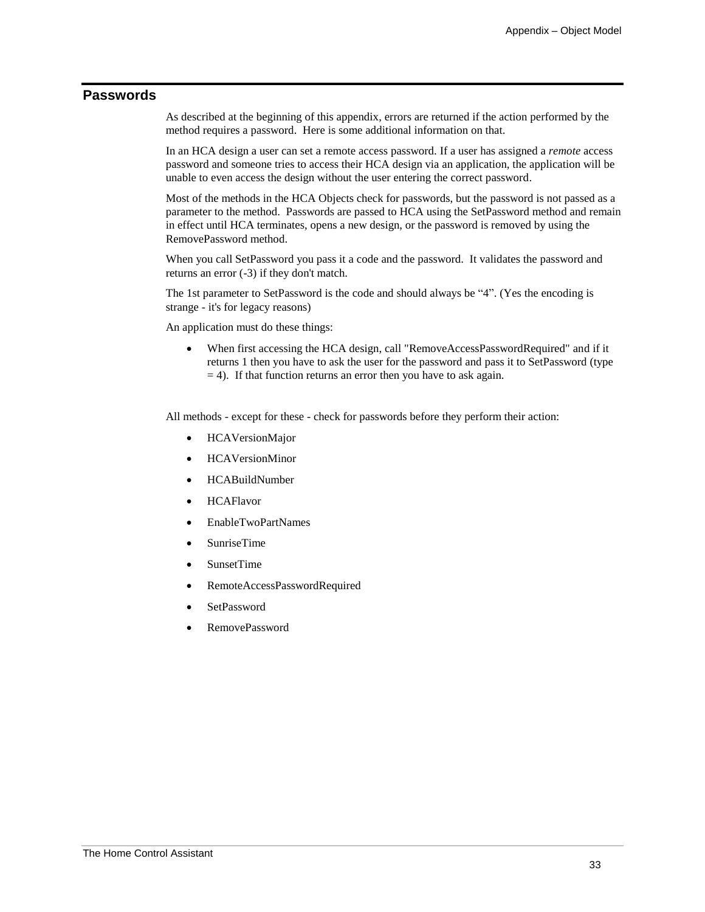## Passwords

As described at the beginning of this appendix, errors are returned if the action performed by the method requires a password. Here is some additional information on that.

In an HCA design a user can set a remote access password. If a user has assigned a *remote* access password and someone tries to access their HCA design via an application, the application will be unable to even access the design without the user entering the correct password.

Most of the methods in the HCA Objects check for passwords, but the password is not passed as a parameter to the method. Passwords are passed to HCA using the SetPassword method and remain in effect until HCA terminates, opens a new design, or the password is removed by using the RemovePassword method.

When you call SetPassword you pass it a code and the password. It validates the password and returns an error (-3) if they don't match.

The 1st parameter to SetPassword is the code and should always be "4". (Yes the encoding is strange - it's for legacy reasons)

An application must do these things:

- When first accessing the HCA design, call "RemoveAccessPasswordRequired" and if it returns 1 then you have to ask the user for the password and pass it to SetPassword (type = 4). If that function returns an error then you have to ask again.

All methods - except for these - check for passwords before they perform their action:

- HCAVersionMajor
- HCAVersionMinor
- HCABuildNumber
- HCAFlavor
- EnableTwoPartNames
- SunriseTime
- SunsetTime
- RemoteAccessPasswordRequired
- SetPassword
- RemovePassword